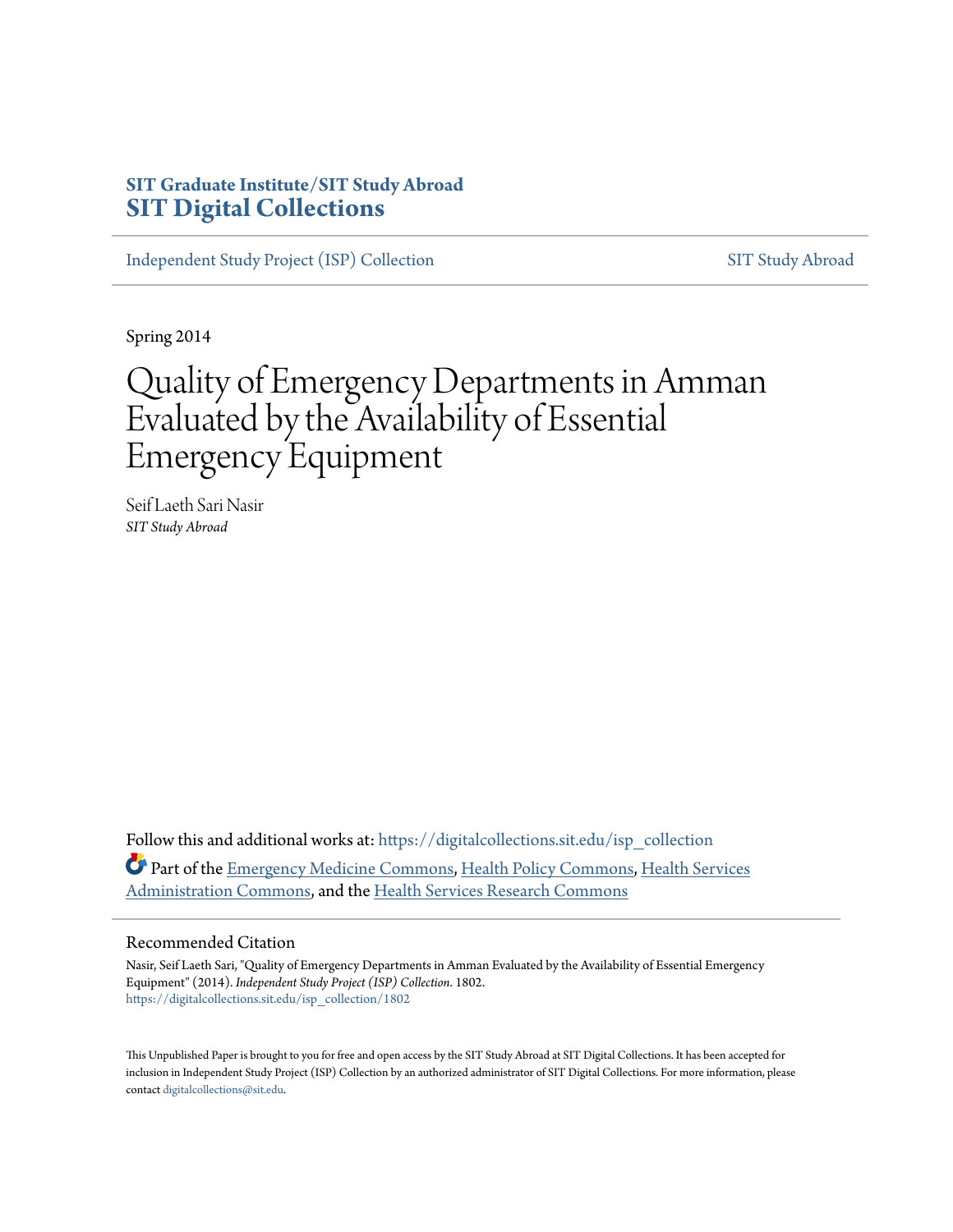**SIT Graduate Institute/SIT Study Abroad**
**SIT Digital Collections**

Independent Study Project (ISP) Collection | SIT Study Abroad

Spring 2014

# Quality of Emergency Departments in Amman Evaluated by the Availability of Essential Emergency Equipment

Seif Laeth Sari Nasir
*SIT Study Abroad*

Follow this and additional works at: https://digitalcollections.sit.edu/isp_collection

Part of the Emergency Medicine Commons, Health Policy Commons, Health Services Administration Commons, and the Health Services Research Commons

## Recommended Citation

Nasir, Seif Laeth Sari, "Quality of Emergency Departments in Amman Evaluated by the Availability of Essential Emergency Equipment" (2014). *Independent Study Project (ISP) Collection*. 1802.
https://digitalcollections.sit.edu/isp_collection/1802

This Unpublished Paper is brought to you for free and open access by the SIT Study Abroad at SIT Digital Collections. It has been accepted for inclusion in Independent Study Project (ISP) Collection by an authorized administrator of SIT Digital Collections. For more information, please contact digitalcollections@sit.edu.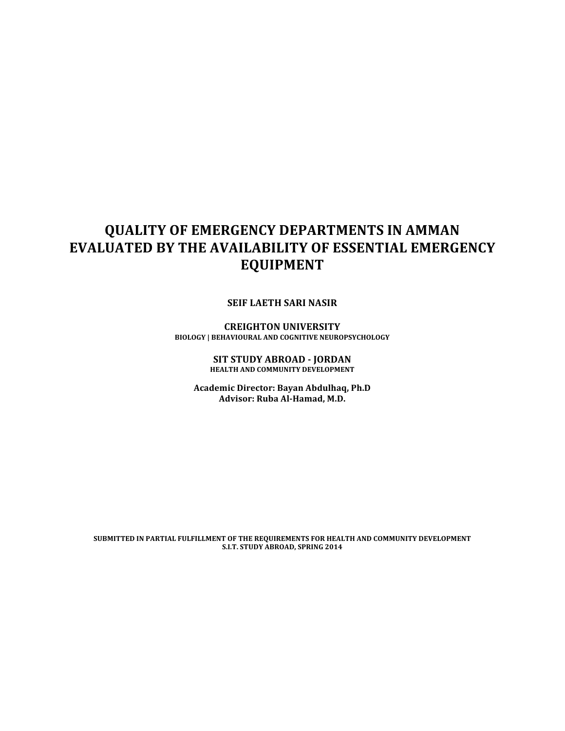# QUALITY OF EMERGENCY DEPARTMENTS IN AMMAN EVALUATED BY THE AVAILABILITY OF ESSENTIAL EMERGENCY EQUIPMENT

**SEIF LAETH SARI NASIR**

**CREIGHTON UNIVERSITY**
**BIOLOGY | BEHAVIOURAL AND COGNITIVE NEUROPSYCHOLOGY**

**SIT STUDY ABROAD - JORDAN**
**HEALTH AND COMMUNITY DEVELOPMENT**

**Academic Director: Bayan Abdulhaq, Ph.D**
**Advisor: Ruba Al-Hamad, M.D.**

**SUBMITTED IN PARTIAL FULFILLMENT OF THE REQUIREMENTS FOR HEALTH AND COMMUNITY DEVELOPMENT**
**S.I.T. STUDY ABROAD, SPRING 2014**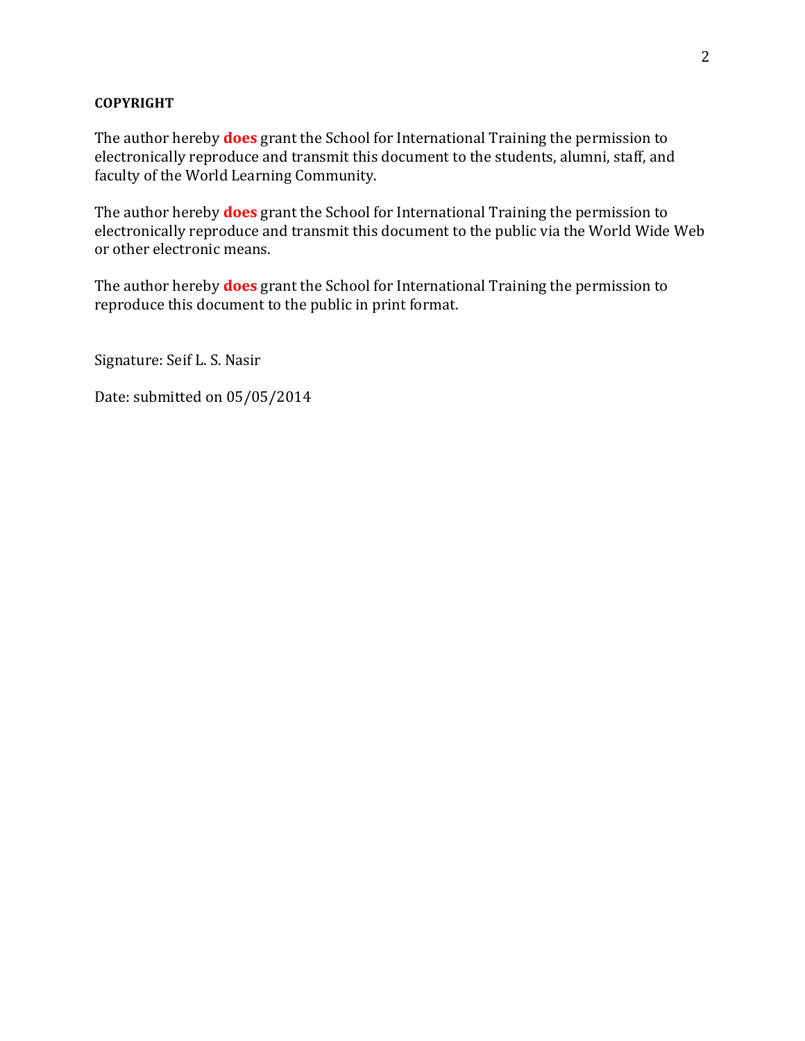**COPYRIGHT**

The author hereby **does** grant the School for International Training the permission to electronically reproduce and transmit this document to the students, alumni, staff, and faculty of the World Learning Community.

The author hereby **does** grant the School for International Training the permission to electronically reproduce and transmit this document to the public via the World Wide Web or other electronic means.

The author hereby **does** grant the School for International Training the permission to reproduce this document to the public in print format.

Signature: Seif L. S. Nasir

Date: submitted on 05/05/2014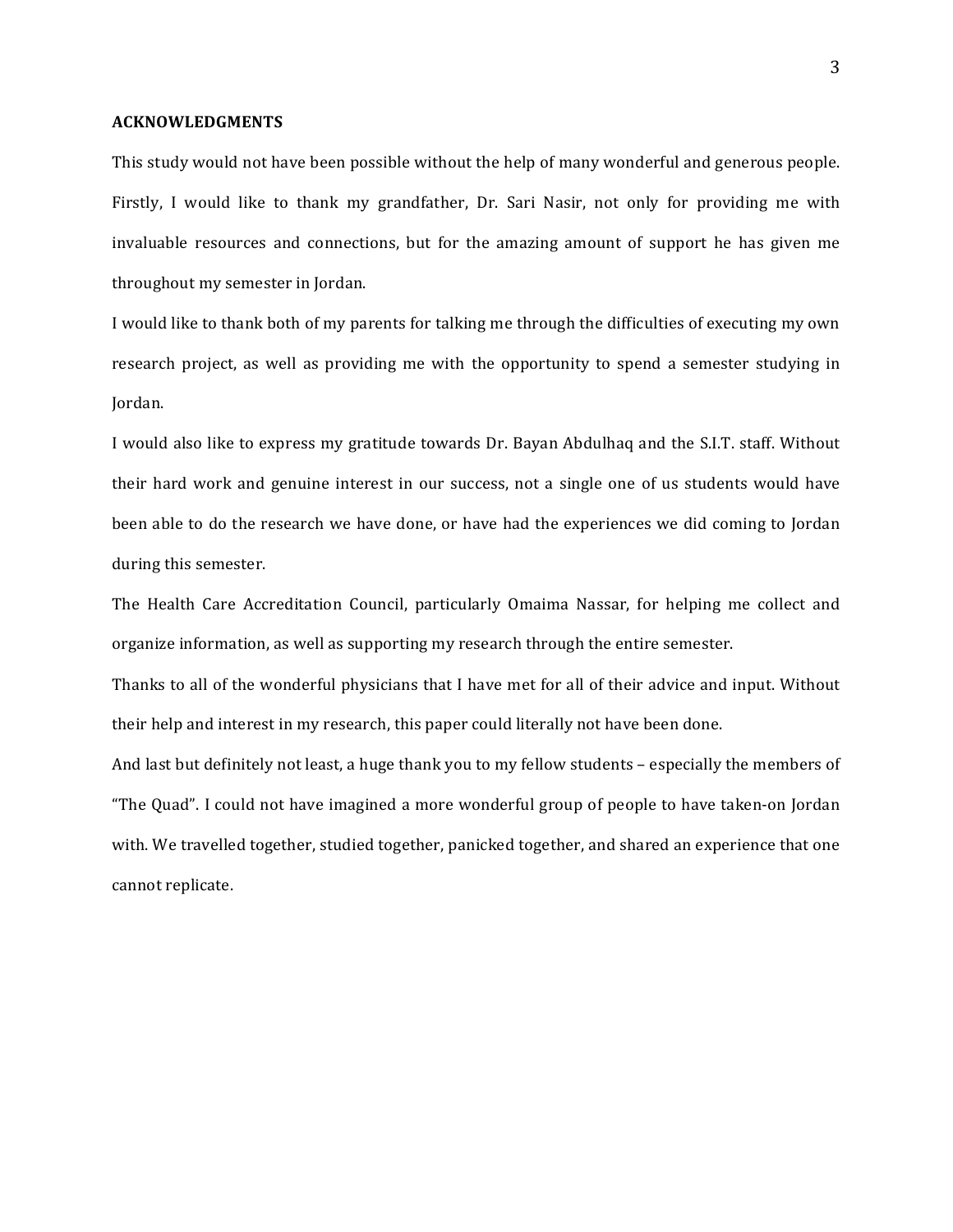## ACKNOWLEDGMENTS

This study would not have been possible without the help of many wonderful and generous people. Firstly, I would like to thank my grandfather, Dr. Sari Nasir, not only for providing me with invaluable resources and connections, but for the amazing amount of support he has given me throughout my semester in Jordan.

I would like to thank both of my parents for talking me through the difficulties of executing my own research project, as well as providing me with the opportunity to spend a semester studying in Jordan.

I would also like to express my gratitude towards Dr. Bayan Abdulhaq and the S.I.T. staff. Without their hard work and genuine interest in our success, not a single one of us students would have been able to do the research we have done, or have had the experiences we did coming to Jordan during this semester.

The Health Care Accreditation Council, particularly Omaima Nassar, for helping me collect and organize information, as well as supporting my research through the entire semester.

Thanks to all of the wonderful physicians that I have met for all of their advice and input. Without their help and interest in my research, this paper could literally not have been done.

And last but definitely not least, a huge thank you to my fellow students – especially the members of "The Quad". I could not have imagined a more wonderful group of people to have taken-on Jordan with. We travelled together, studied together, panicked together, and shared an experience that one cannot replicate.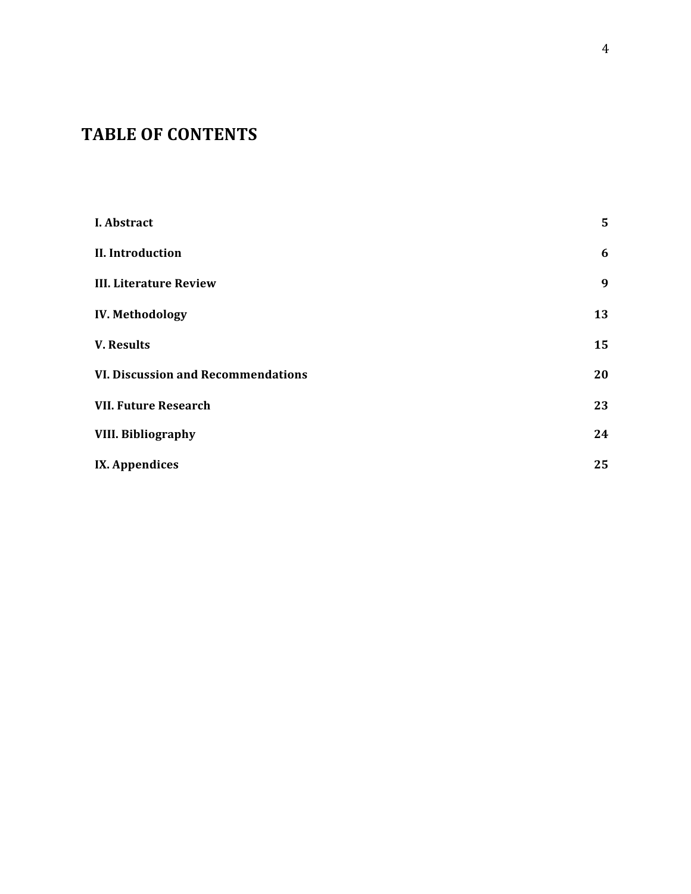# TABLE OF CONTENTS

| | |
|---|---|
| **I. Abstract** | **5** |
| **II. Introduction** | **6** |
| **III. Literature Review** | **9** |
| **IV. Methodology** | **13** |
| **V. Results** | **15** |
| **VI. Discussion and Recommendations** | **20** |
| **VII. Future Research** | **23** |
| **VIII. Bibliography** | **24** |
| **IX. Appendices** | **25** |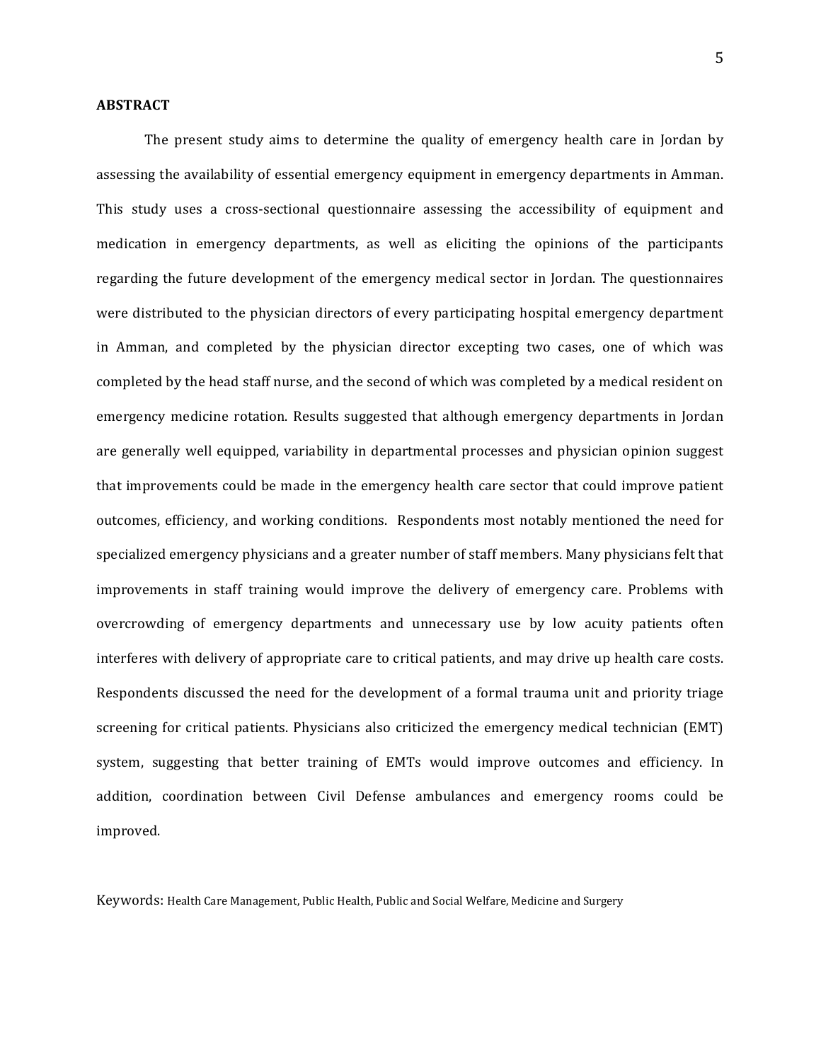## ABSTRACT

The present study aims to determine the quality of emergency health care in Jordan by assessing the availability of essential emergency equipment in emergency departments in Amman. This study uses a cross-sectional questionnaire assessing the accessibility of equipment and medication in emergency departments, as well as eliciting the opinions of the participants regarding the future development of the emergency medical sector in Jordan. The questionnaires were distributed to the physician directors of every participating hospital emergency department in Amman, and completed by the physician director excepting two cases, one of which was completed by the head staff nurse, and the second of which was completed by a medical resident on emergency medicine rotation. Results suggested that although emergency departments in Jordan are generally well equipped, variability in departmental processes and physician opinion suggest that improvements could be made in the emergency health care sector that could improve patient outcomes, efficiency, and working conditions. Respondents most notably mentioned the need for specialized emergency physicians and a greater number of staff members. Many physicians felt that improvements in staff training would improve the delivery of emergency care. Problems with overcrowding of emergency departments and unnecessary use by low acuity patients often interferes with delivery of appropriate care to critical patients, and may drive up health care costs. Respondents discussed the need for the development of a formal trauma unit and priority triage screening for critical patients. Physicians also criticized the emergency medical technician (EMT) system, suggesting that better training of EMTs would improve outcomes and efficiency. In addition, coordination between Civil Defense ambulances and emergency rooms could be improved.

Keywords: Health Care Management, Public Health, Public and Social Welfare, Medicine and Surgery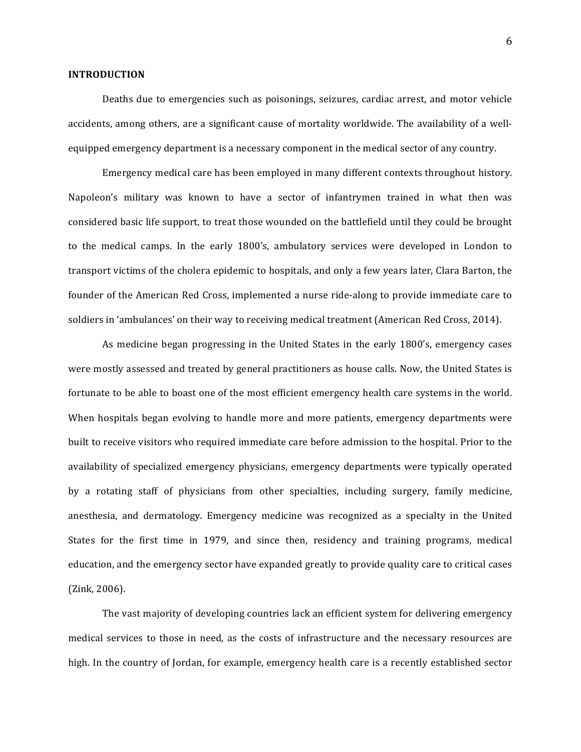## INTRODUCTION

Deaths due to emergencies such as poisonings, seizures, cardiac arrest, and motor vehicle accidents, among others, are a significant cause of mortality worldwide. The availability of a well-equipped emergency department is a necessary component in the medical sector of any country.

Emergency medical care has been employed in many different contexts throughout history. Napoleon's military was known to have a sector of infantrymen trained in what then was considered basic life support, to treat those wounded on the battlefield until they could be brought to the medical camps. In the early 1800's, ambulatory services were developed in London to transport victims of the cholera epidemic to hospitals, and only a few years later, Clara Barton, the founder of the American Red Cross, implemented a nurse ride-along to provide immediate care to soldiers in 'ambulances' on their way to receiving medical treatment (American Red Cross, 2014).

As medicine began progressing in the United States in the early 1800's, emergency cases were mostly assessed and treated by general practitioners as house calls. Now, the United States is fortunate to be able to boast one of the most efficient emergency health care systems in the world. When hospitals began evolving to handle more and more patients, emergency departments were built to receive visitors who required immediate care before admission to the hospital. Prior to the availability of specialized emergency physicians, emergency departments were typically operated by a rotating staff of physicians from other specialties, including surgery, family medicine, anesthesia, and dermatology. Emergency medicine was recognized as a specialty in the United States for the first time in 1979, and since then, residency and training programs, medical education, and the emergency sector have expanded greatly to provide quality care to critical cases (Zink, 2006).

The vast majority of developing countries lack an efficient system for delivering emergency medical services to those in need, as the costs of infrastructure and the necessary resources are high. In the country of Jordan, for example, emergency health care is a recently established sector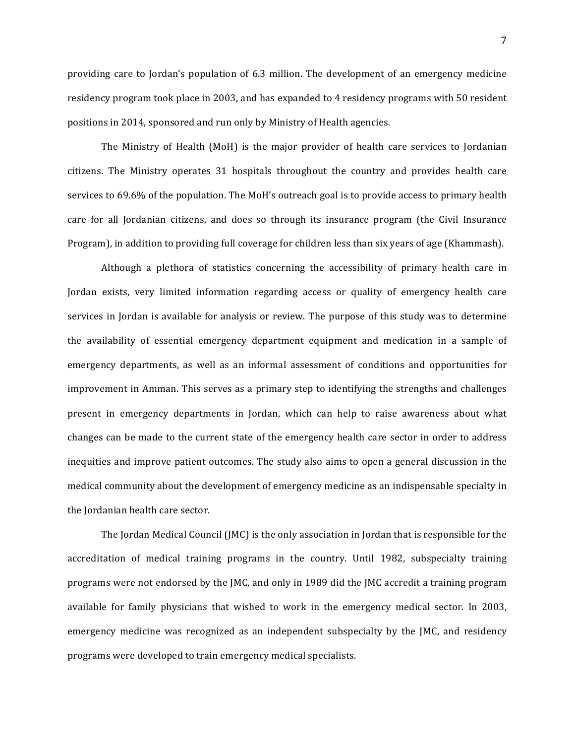providing care to Jordan's population of 6.3 million. The development of an emergency medicine residency program took place in 2003, and has expanded to 4 residency programs with 50 resident positions in 2014, sponsored and run only by Ministry of Health agencies.

The Ministry of Health (MoH) is the major provider of health care services to Jordanian citizens. The Ministry operates 31 hospitals throughout the country and provides health care services to 69.6% of the population. The MoH's outreach goal is to provide access to primary health care for all Jordanian citizens, and does so through its insurance program (the Civil Insurance Program), in addition to providing full coverage for children less than six years of age (Khammash).

Although a plethora of statistics concerning the accessibility of primary health care in Jordan exists, very limited information regarding access or quality of emergency health care services in Jordan is available for analysis or review. The purpose of this study was to determine the availability of essential emergency department equipment and medication in a sample of emergency departments, as well as an informal assessment of conditions and opportunities for improvement in Amman. This serves as a primary step to identifying the strengths and challenges present in emergency departments in Jordan, which can help to raise awareness about what changes can be made to the current state of the emergency health care sector in order to address inequities and improve patient outcomes. The study also aims to open a general discussion in the medical community about the development of emergency medicine as an indispensable specialty in the Jordanian health care sector.

The Jordan Medical Council (JMC) is the only association in Jordan that is responsible for the accreditation of medical training programs in the country. Until 1982, subspecialty training programs were not endorsed by the JMC, and only in 1989 did the JMC accredit a training program available for family physicians that wished to work in the emergency medical sector. In 2003, emergency medicine was recognized as an independent subspecialty by the JMC, and residency programs were developed to train emergency medical specialists.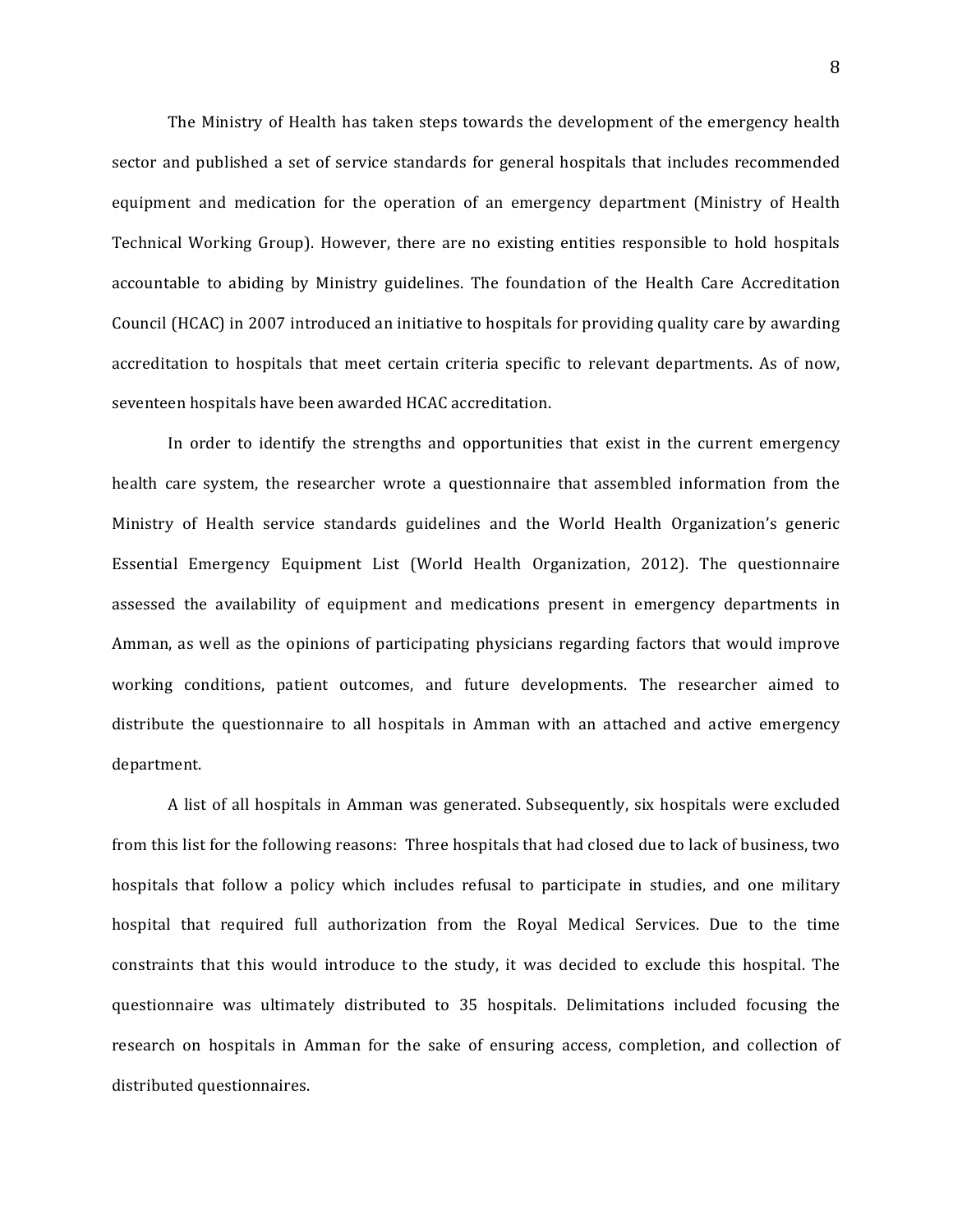The Ministry of Health has taken steps towards the development of the emergency health sector and published a set of service standards for general hospitals that includes recommended equipment and medication for the operation of an emergency department (Ministry of Health Technical Working Group). However, there are no existing entities responsible to hold hospitals accountable to abiding by Ministry guidelines. The foundation of the Health Care Accreditation Council (HCAC) in 2007 introduced an initiative to hospitals for providing quality care by awarding accreditation to hospitals that meet certain criteria specific to relevant departments. As of now, seventeen hospitals have been awarded HCAC accreditation.

In order to identify the strengths and opportunities that exist in the current emergency health care system, the researcher wrote a questionnaire that assembled information from the Ministry of Health service standards guidelines and the World Health Organization's generic Essential Emergency Equipment List (World Health Organization, 2012). The questionnaire assessed the availability of equipment and medications present in emergency departments in Amman, as well as the opinions of participating physicians regarding factors that would improve working conditions, patient outcomes, and future developments. The researcher aimed to distribute the questionnaire to all hospitals in Amman with an attached and active emergency department.

A list of all hospitals in Amman was generated. Subsequently, six hospitals were excluded from this list for the following reasons: Three hospitals that had closed due to lack of business, two hospitals that follow a policy which includes refusal to participate in studies, and one military hospital that required full authorization from the Royal Medical Services. Due to the time constraints that this would introduce to the study, it was decided to exclude this hospital. The questionnaire was ultimately distributed to 35 hospitals. Delimitations included focusing the research on hospitals in Amman for the sake of ensuring access, completion, and collection of distributed questionnaires.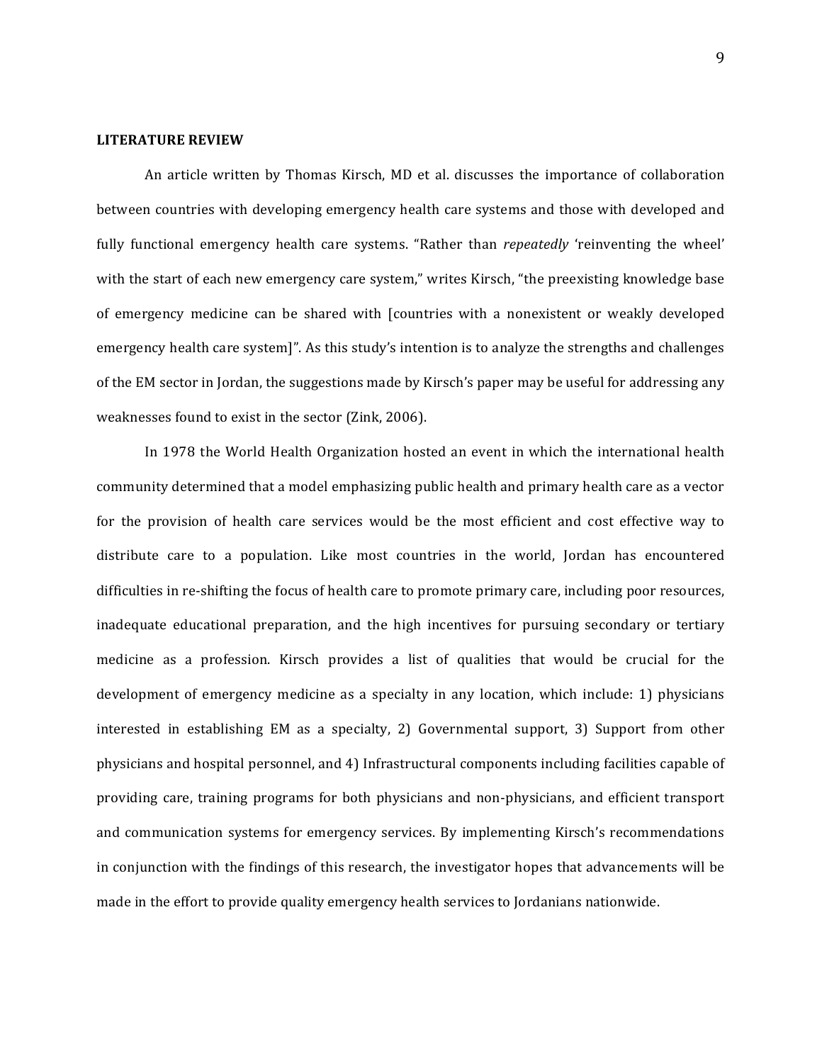## LITERATURE REVIEW

An article written by Thomas Kirsch, MD et al. discusses the importance of collaboration between countries with developing emergency health care systems and those with developed and fully functional emergency health care systems. "Rather than *repeatedly* 'reinventing the wheel' with the start of each new emergency care system," writes Kirsch, "the preexisting knowledge base of emergency medicine can be shared with [countries with a nonexistent or weakly developed emergency health care system]". As this study's intention is to analyze the strengths and challenges of the EM sector in Jordan, the suggestions made by Kirsch's paper may be useful for addressing any weaknesses found to exist in the sector (Zink, 2006).

In 1978 the World Health Organization hosted an event in which the international health community determined that a model emphasizing public health and primary health care as a vector for the provision of health care services would be the most efficient and cost effective way to distribute care to a population. Like most countries in the world, Jordan has encountered difficulties in re-shifting the focus of health care to promote primary care, including poor resources, inadequate educational preparation, and the high incentives for pursuing secondary or tertiary medicine as a profession. Kirsch provides a list of qualities that would be crucial for the development of emergency medicine as a specialty in any location, which include: 1) physicians interested in establishing EM as a specialty, 2) Governmental support, 3) Support from other physicians and hospital personnel, and 4) Infrastructural components including facilities capable of providing care, training programs for both physicians and non-physicians, and efficient transport and communication systems for emergency services. By implementing Kirsch's recommendations in conjunction with the findings of this research, the investigator hopes that advancements will be made in the effort to provide quality emergency health services to Jordanians nationwide.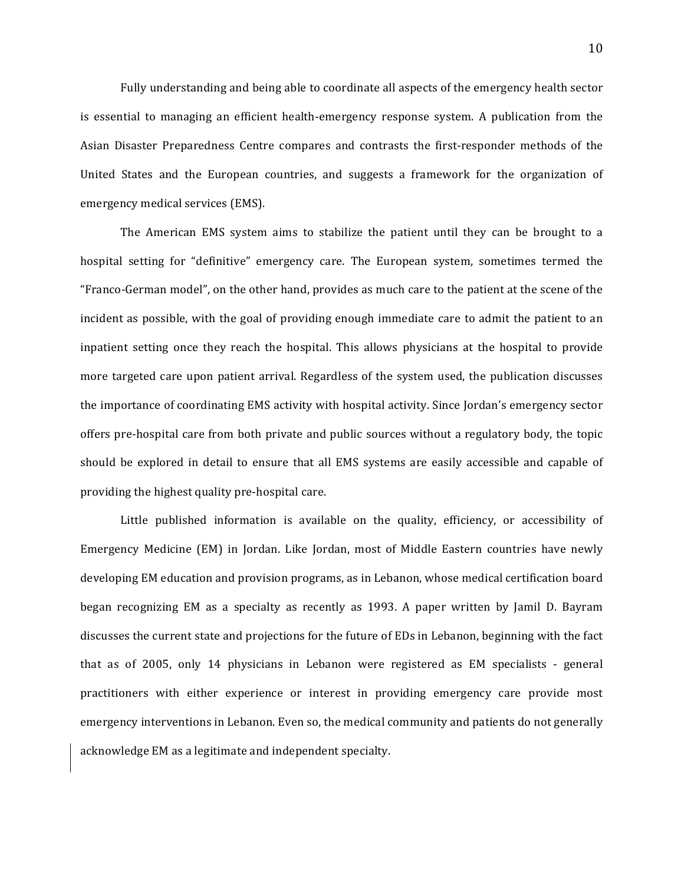Fully understanding and being able to coordinate all aspects of the emergency health sector is essential to managing an efficient health-emergency response system. A publication from the Asian Disaster Preparedness Centre compares and contrasts the first-responder methods of the United States and the European countries, and suggests a framework for the organization of emergency medical services (EMS).

The American EMS system aims to stabilize the patient until they can be brought to a hospital setting for "definitive" emergency care. The European system, sometimes termed the "Franco-German model", on the other hand, provides as much care to the patient at the scene of the incident as possible, with the goal of providing enough immediate care to admit the patient to an inpatient setting once they reach the hospital. This allows physicians at the hospital to provide more targeted care upon patient arrival. Regardless of the system used, the publication discusses the importance of coordinating EMS activity with hospital activity. Since Jordan's emergency sector offers pre-hospital care from both private and public sources without a regulatory body, the topic should be explored in detail to ensure that all EMS systems are easily accessible and capable of providing the highest quality pre-hospital care.

Little published information is available on the quality, efficiency, or accessibility of Emergency Medicine (EM) in Jordan. Like Jordan, most of Middle Eastern countries have newly developing EM education and provision programs, as in Lebanon, whose medical certification board began recognizing EM as a specialty as recently as 1993. A paper written by Jamil D. Bayram discusses the current state and projections for the future of EDs in Lebanon, beginning with the fact that as of 2005, only 14 physicians in Lebanon were registered as EM specialists - general practitioners with either experience or interest in providing emergency care provide most emergency interventions in Lebanon. Even so, the medical community and patients do not generally acknowledge EM as a legitimate and independent specialty.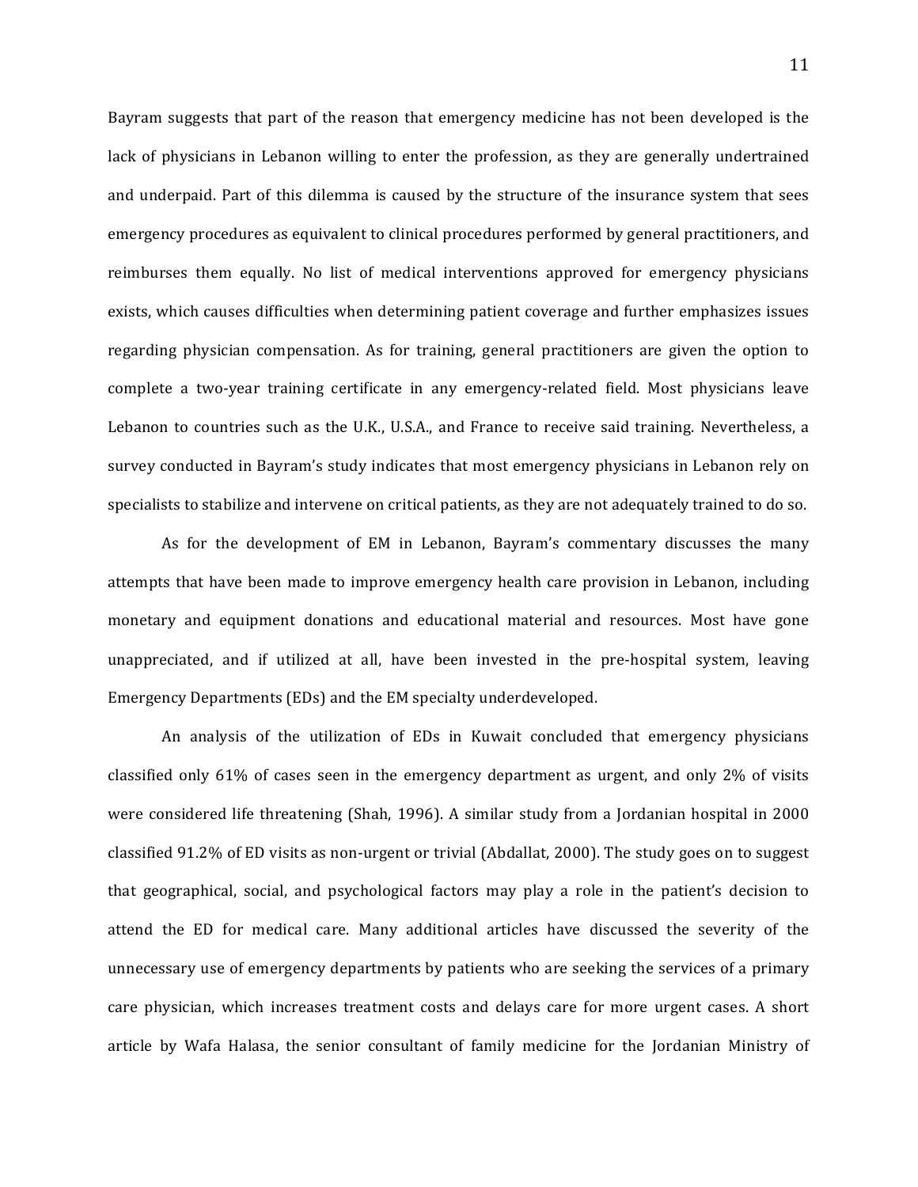Bayram suggests that part of the reason that emergency medicine has not been developed is the lack of physicians in Lebanon willing to enter the profession, as they are generally undertrained and underpaid. Part of this dilemma is caused by the structure of the insurance system that sees emergency procedures as equivalent to clinical procedures performed by general practitioners, and reimburses them equally. No list of medical interventions approved for emergency physicians exists, which causes difficulties when determining patient coverage and further emphasizes issues regarding physician compensation. As for training, general practitioners are given the option to complete a two-year training certificate in any emergency-related field. Most physicians leave Lebanon to countries such as the U.K., U.S.A., and France to receive said training. Nevertheless, a survey conducted in Bayram's study indicates that most emergency physicians in Lebanon rely on specialists to stabilize and intervene on critical patients, as they are not adequately trained to do so.

As for the development of EM in Lebanon, Bayram's commentary discusses the many attempts that have been made to improve emergency health care provision in Lebanon, including monetary and equipment donations and educational material and resources. Most have gone unappreciated, and if utilized at all, have been invested in the pre-hospital system, leaving Emergency Departments (EDs) and the EM specialty underdeveloped.

An analysis of the utilization of EDs in Kuwait concluded that emergency physicians classified only 61% of cases seen in the emergency department as urgent, and only 2% of visits were considered life threatening (Shah, 1996). A similar study from a Jordanian hospital in 2000 classified 91.2% of ED visits as non-urgent or trivial (Abdallat, 2000). The study goes on to suggest that geographical, social, and psychological factors may play a role in the patient's decision to attend the ED for medical care. Many additional articles have discussed the severity of the unnecessary use of emergency departments by patients who are seeking the services of a primary care physician, which increases treatment costs and delays care for more urgent cases. A short article by Wafa Halasa, the senior consultant of family medicine for the Jordanian Ministry of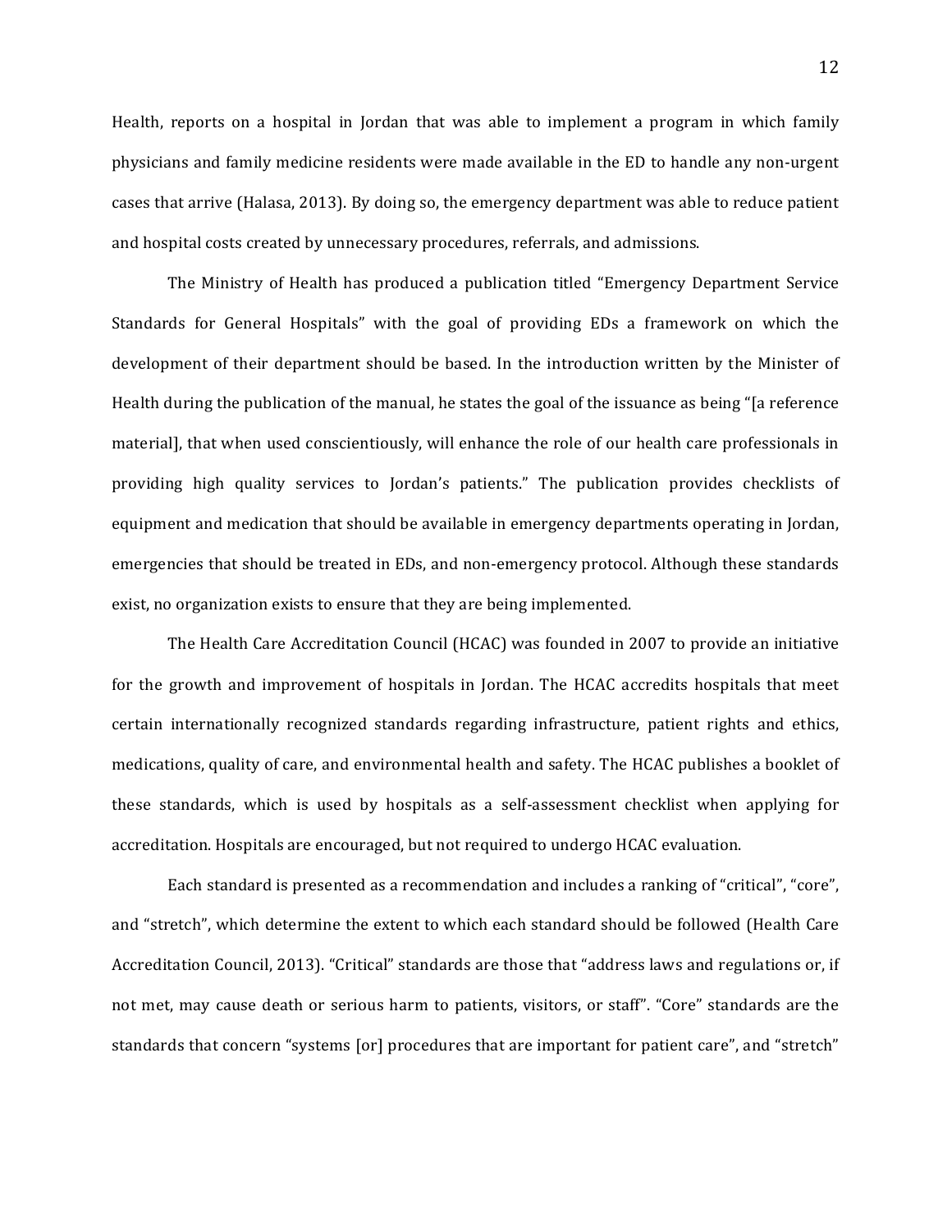Health, reports on a hospital in Jordan that was able to implement a program in which family physicians and family medicine residents were made available in the ED to handle any non-urgent cases that arrive (Halasa, 2013). By doing so, the emergency department was able to reduce patient and hospital costs created by unnecessary procedures, referrals, and admissions.

The Ministry of Health has produced a publication titled "Emergency Department Service Standards for General Hospitals" with the goal of providing EDs a framework on which the development of their department should be based. In the introduction written by the Minister of Health during the publication of the manual, he states the goal of the issuance as being "[a reference material], that when used conscientiously, will enhance the role of our health care professionals in providing high quality services to Jordan's patients." The publication provides checklists of equipment and medication that should be available in emergency departments operating in Jordan, emergencies that should be treated in EDs, and non-emergency protocol. Although these standards exist, no organization exists to ensure that they are being implemented.

The Health Care Accreditation Council (HCAC) was founded in 2007 to provide an initiative for the growth and improvement of hospitals in Jordan. The HCAC accredits hospitals that meet certain internationally recognized standards regarding infrastructure, patient rights and ethics, medications, quality of care, and environmental health and safety. The HCAC publishes a booklet of these standards, which is used by hospitals as a self-assessment checklist when applying for accreditation. Hospitals are encouraged, but not required to undergo HCAC evaluation.

Each standard is presented as a recommendation and includes a ranking of "critical", "core", and "stretch", which determine the extent to which each standard should be followed (Health Care Accreditation Council, 2013). "Critical" standards are those that "address laws and regulations or, if not met, may cause death or serious harm to patients, visitors, or staff". "Core" standards are the standards that concern "systems [or] procedures that are important for patient care", and "stretch"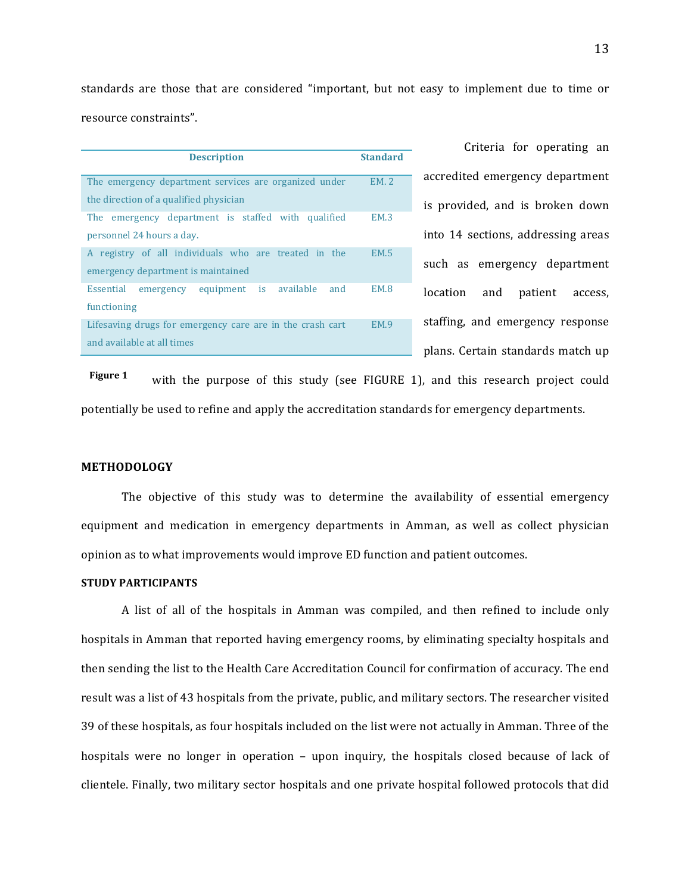standards are those that are considered "important, but not easy to implement due to time or resource constraints".

| Description | Standard |
|---|---|
| The emergency department services are organized under the direction of a qualified physician | EM. 2 |
| The emergency department is staffed with qualified personnel 24 hours a day. | EM.3 |
| A registry of all individuals who are treated in the emergency department is maintained | EM.5 |
| Essential emergency equipment is available and functioning | EM.8 |
| Lifesaving drugs for emergency care are in the crash cart and available at all times | EM.9 |

**Figure 1**

Criteria for operating an accredited emergency department is provided, and is broken down into 14 sections, addressing areas such as emergency department location and patient access, staffing, and emergency response plans. Certain standards match up with the purpose of this study (see FIGURE 1), and this research project could potentially be used to refine and apply the accreditation standards for emergency departments.

## METHODOLOGY

The objective of this study was to determine the availability of essential emergency equipment and medication in emergency departments in Amman, as well as collect physician opinion as to what improvements would improve ED function and patient outcomes.

### STUDY PARTICIPANTS

A list of all of the hospitals in Amman was compiled, and then refined to include only hospitals in Amman that reported having emergency rooms, by eliminating specialty hospitals and then sending the list to the Health Care Accreditation Council for confirmation of accuracy. The end result was a list of 43 hospitals from the private, public, and military sectors. The researcher visited 39 of these hospitals, as four hospitals included on the list were not actually in Amman. Three of the hospitals were no longer in operation – upon inquiry, the hospitals closed because of lack of clientele. Finally, two military sector hospitals and one private hospital followed protocols that did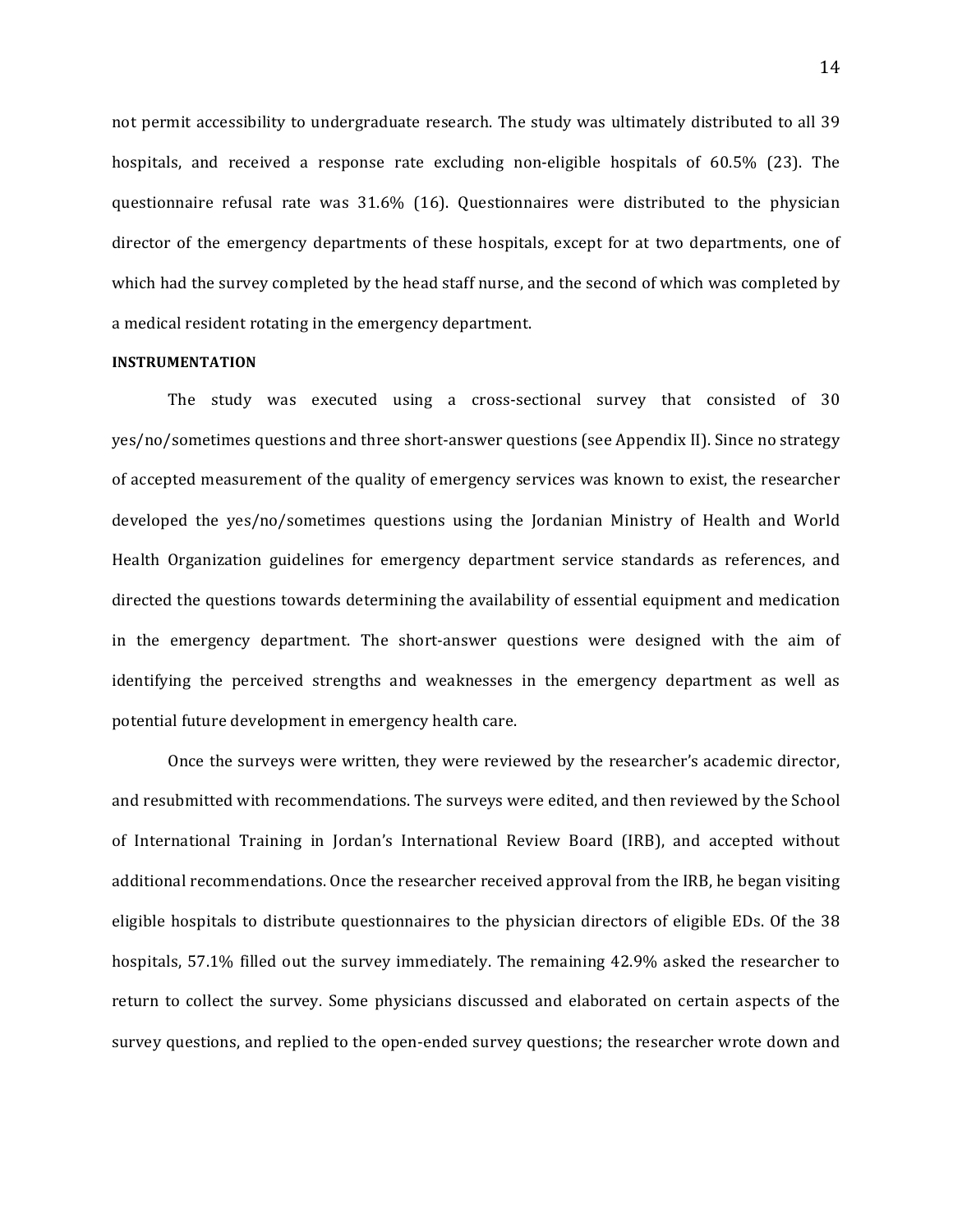not permit accessibility to undergraduate research. The study was ultimately distributed to all 39 hospitals, and received a response rate excluding non-eligible hospitals of 60.5% (23). The questionnaire refusal rate was 31.6% (16). Questionnaires were distributed to the physician director of the emergency departments of these hospitals, except for at two departments, one of which had the survey completed by the head staff nurse, and the second of which was completed by a medical resident rotating in the emergency department.

**INSTRUMENTATION**

The study was executed using a cross-sectional survey that consisted of 30 yes/no/sometimes questions and three short-answer questions (see Appendix II). Since no strategy of accepted measurement of the quality of emergency services was known to exist, the researcher developed the yes/no/sometimes questions using the Jordanian Ministry of Health and World Health Organization guidelines for emergency department service standards as references, and directed the questions towards determining the availability of essential equipment and medication in the emergency department. The short-answer questions were designed with the aim of identifying the perceived strengths and weaknesses in the emergency department as well as potential future development in emergency health care.

Once the surveys were written, they were reviewed by the researcher's academic director, and resubmitted with recommendations. The surveys were edited, and then reviewed by the School of International Training in Jordan's International Review Board (IRB), and accepted without additional recommendations. Once the researcher received approval from the IRB, he began visiting eligible hospitals to distribute questionnaires to the physician directors of eligible EDs. Of the 38 hospitals, 57.1% filled out the survey immediately. The remaining 42.9% asked the researcher to return to collect the survey. Some physicians discussed and elaborated on certain aspects of the survey questions, and replied to the open-ended survey questions; the researcher wrote down and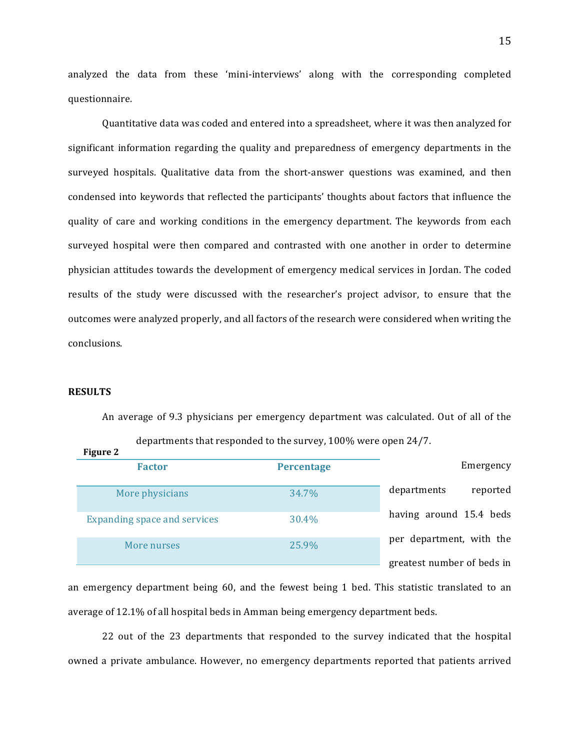analyzed the data from these 'mini-interviews' along with the corresponding completed questionnaire.

Quantitative data was coded and entered into a spreadsheet, where it was then analyzed for significant information regarding the quality and preparedness of emergency departments in the surveyed hospitals. Qualitative data from the short-answer questions was examined, and then condensed into keywords that reflected the participants' thoughts about factors that influence the quality of care and working conditions in the emergency department. The keywords from each surveyed hospital were then compared and contrasted with one another in order to determine physician attitudes towards the development of emergency medical services in Jordan. The coded results of the study were discussed with the researcher's project advisor, to ensure that the outcomes were analyzed properly, and all factors of the research were considered when writing the conclusions.

## RESULTS

An average of 9.3 physicians per emergency department was calculated. Out of all of the departments that responded to the survey, 100% were open 24/7.

**Figure 2**

| Factor | Percentage |
|---|---|
| More physicians | 34.7% |
| Expanding space and services | 30.4% |
| More nurses | 25.9% |

Emergency departments reported having around 15.4 beds per department, with the greatest number of beds in an emergency department being 60, and the fewest being 1 bed. This statistic translated to an average of 12.1% of all hospital beds in Amman being emergency department beds.

22 out of the 23 departments that responded to the survey indicated that the hospital owned a private ambulance. However, no emergency departments reported that patients arrived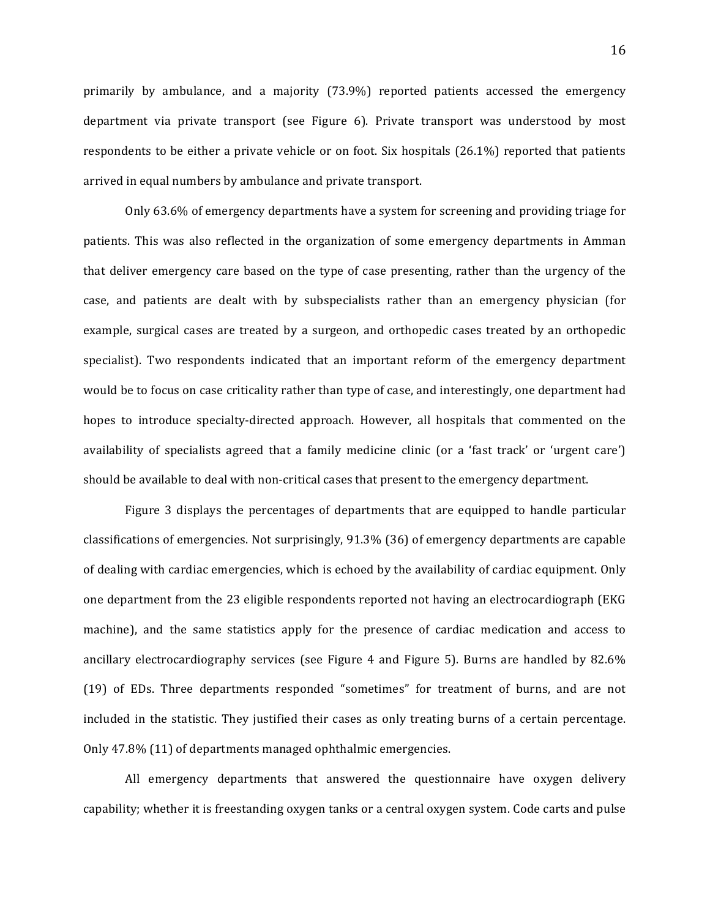primarily by ambulance, and a majority (73.9%) reported patients accessed the emergency department via private transport (see Figure 6). Private transport was understood by most respondents to be either a private vehicle or on foot. Six hospitals (26.1%) reported that patients arrived in equal numbers by ambulance and private transport.

Only 63.6% of emergency departments have a system for screening and providing triage for patients. This was also reflected in the organization of some emergency departments in Amman that deliver emergency care based on the type of case presenting, rather than the urgency of the case, and patients are dealt with by subspecialists rather than an emergency physician (for example, surgical cases are treated by a surgeon, and orthopedic cases treated by an orthopedic specialist). Two respondents indicated that an important reform of the emergency department would be to focus on case criticality rather than type of case, and interestingly, one department had hopes to introduce specialty-directed approach. However, all hospitals that commented on the availability of specialists agreed that a family medicine clinic (or a 'fast track' or 'urgent care') should be available to deal with non-critical cases that present to the emergency department.

Figure 3 displays the percentages of departments that are equipped to handle particular classifications of emergencies. Not surprisingly, 91.3% (36) of emergency departments are capable of dealing with cardiac emergencies, which is echoed by the availability of cardiac equipment. Only one department from the 23 eligible respondents reported not having an electrocardiograph (EKG machine), and the same statistics apply for the presence of cardiac medication and access to ancillary electrocardiography services (see Figure 4 and Figure 5). Burns are handled by 82.6% (19) of EDs. Three departments responded "sometimes" for treatment of burns, and are not included in the statistic. They justified their cases as only treating burns of a certain percentage. Only 47.8% (11) of departments managed ophthalmic emergencies.

All emergency departments that answered the questionnaire have oxygen delivery capability; whether it is freestanding oxygen tanks or a central oxygen system. Code carts and pulse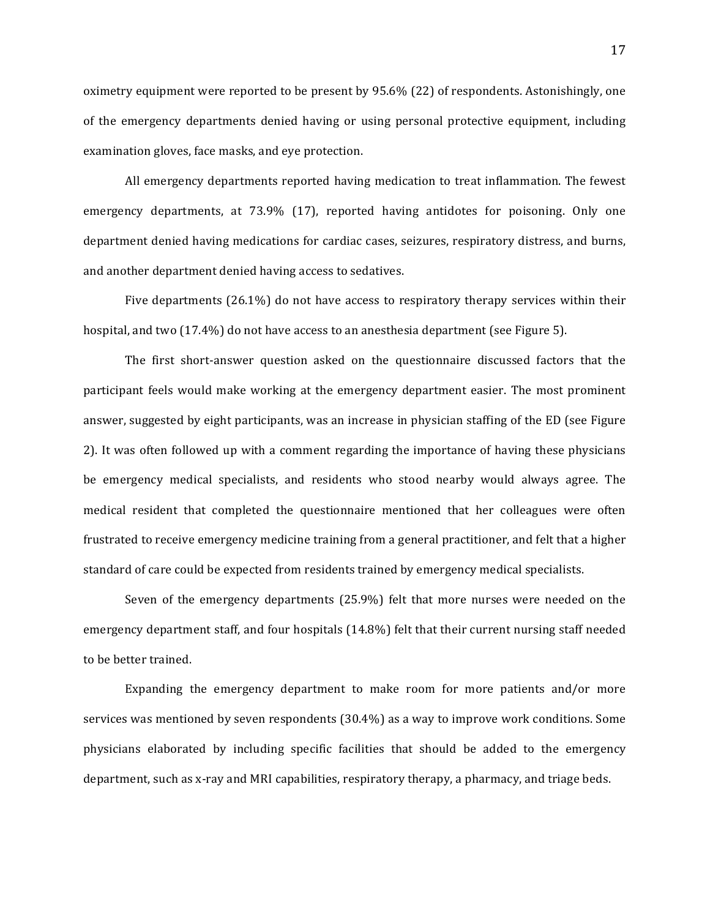oximetry equipment were reported to be present by 95.6% (22) of respondents. Astonishingly, one of the emergency departments denied having or using personal protective equipment, including examination gloves, face masks, and eye protection.

All emergency departments reported having medication to treat inflammation. The fewest emergency departments, at 73.9% (17), reported having antidotes for poisoning. Only one department denied having medications for cardiac cases, seizures, respiratory distress, and burns, and another department denied having access to sedatives.

Five departments (26.1%) do not have access to respiratory therapy services within their hospital, and two (17.4%) do not have access to an anesthesia department (see Figure 5).

The first short-answer question asked on the questionnaire discussed factors that the participant feels would make working at the emergency department easier. The most prominent answer, suggested by eight participants, was an increase in physician staffing of the ED (see Figure 2). It was often followed up with a comment regarding the importance of having these physicians be emergency medical specialists, and residents who stood nearby would always agree. The medical resident that completed the questionnaire mentioned that her colleagues were often frustrated to receive emergency medicine training from a general practitioner, and felt that a higher standard of care could be expected from residents trained by emergency medical specialists.

Seven of the emergency departments (25.9%) felt that more nurses were needed on the emergency department staff, and four hospitals (14.8%) felt that their current nursing staff needed to be better trained.

Expanding the emergency department to make room for more patients and/or more services was mentioned by seven respondents (30.4%) as a way to improve work conditions. Some physicians elaborated by including specific facilities that should be added to the emergency department, such as x-ray and MRI capabilities, respiratory therapy, a pharmacy, and triage beds.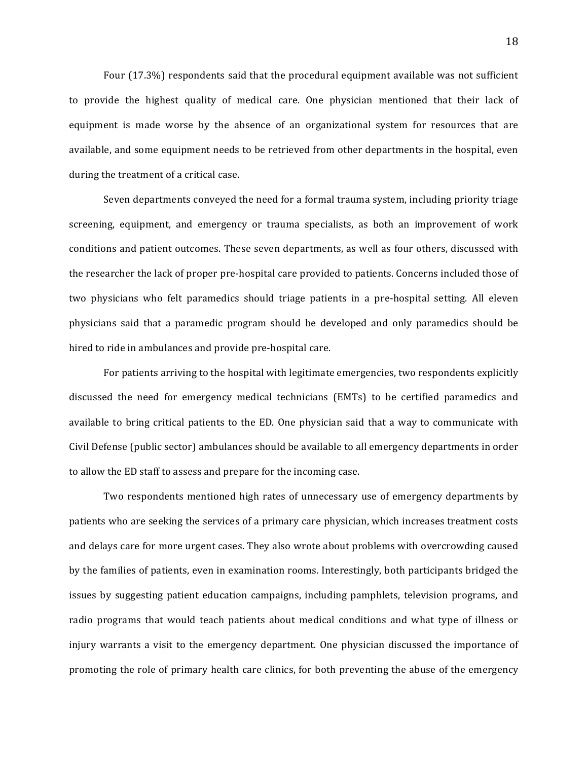Four (17.3%) respondents said that the procedural equipment available was not sufficient to provide the highest quality of medical care. One physician mentioned that their lack of equipment is made worse by the absence of an organizational system for resources that are available, and some equipment needs to be retrieved from other departments in the hospital, even during the treatment of a critical case.

Seven departments conveyed the need for a formal trauma system, including priority triage screening, equipment, and emergency or trauma specialists, as both an improvement of work conditions and patient outcomes. These seven departments, as well as four others, discussed with the researcher the lack of proper pre-hospital care provided to patients. Concerns included those of two physicians who felt paramedics should triage patients in a pre-hospital setting. All eleven physicians said that a paramedic program should be developed and only paramedics should be hired to ride in ambulances and provide pre-hospital care.

For patients arriving to the hospital with legitimate emergencies, two respondents explicitly discussed the need for emergency medical technicians (EMTs) to be certified paramedics and available to bring critical patients to the ED. One physician said that a way to communicate with Civil Defense (public sector) ambulances should be available to all emergency departments in order to allow the ED staff to assess and prepare for the incoming case.

Two respondents mentioned high rates of unnecessary use of emergency departments by patients who are seeking the services of a primary care physician, which increases treatment costs and delays care for more urgent cases. They also wrote about problems with overcrowding caused by the families of patients, even in examination rooms. Interestingly, both participants bridged the issues by suggesting patient education campaigns, including pamphlets, television programs, and radio programs that would teach patients about medical conditions and what type of illness or injury warrants a visit to the emergency department. One physician discussed the importance of promoting the role of primary health care clinics, for both preventing the abuse of the emergency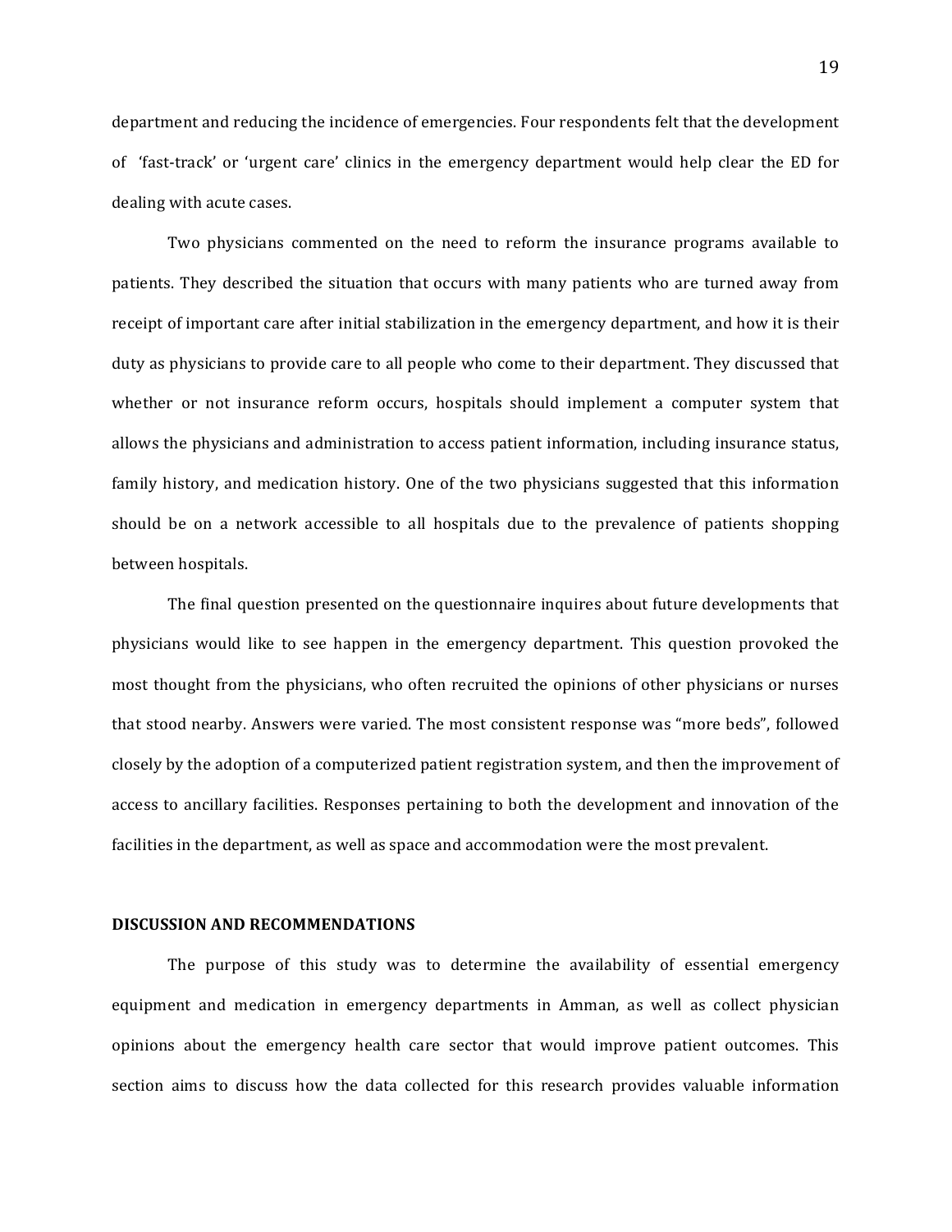department and reducing the incidence of emergencies. Four respondents felt that the development of 'fast-track' or 'urgent care' clinics in the emergency department would help clear the ED for dealing with acute cases.

Two physicians commented on the need to reform the insurance programs available to patients. They described the situation that occurs with many patients who are turned away from receipt of important care after initial stabilization in the emergency department, and how it is their duty as physicians to provide care to all people who come to their department. They discussed that whether or not insurance reform occurs, hospitals should implement a computer system that allows the physicians and administration to access patient information, including insurance status, family history, and medication history. One of the two physicians suggested that this information should be on a network accessible to all hospitals due to the prevalence of patients shopping between hospitals.

The final question presented on the questionnaire inquires about future developments that physicians would like to see happen in the emergency department. This question provoked the most thought from the physicians, who often recruited the opinions of other physicians or nurses that stood nearby. Answers were varied. The most consistent response was "more beds", followed closely by the adoption of a computerized patient registration system, and then the improvement of access to ancillary facilities. Responses pertaining to both the development and innovation of the facilities in the department, as well as space and accommodation were the most prevalent.

## DISCUSSION AND RECOMMENDATIONS

The purpose of this study was to determine the availability of essential emergency equipment and medication in emergency departments in Amman, as well as collect physician opinions about the emergency health care sector that would improve patient outcomes. This section aims to discuss how the data collected for this research provides valuable information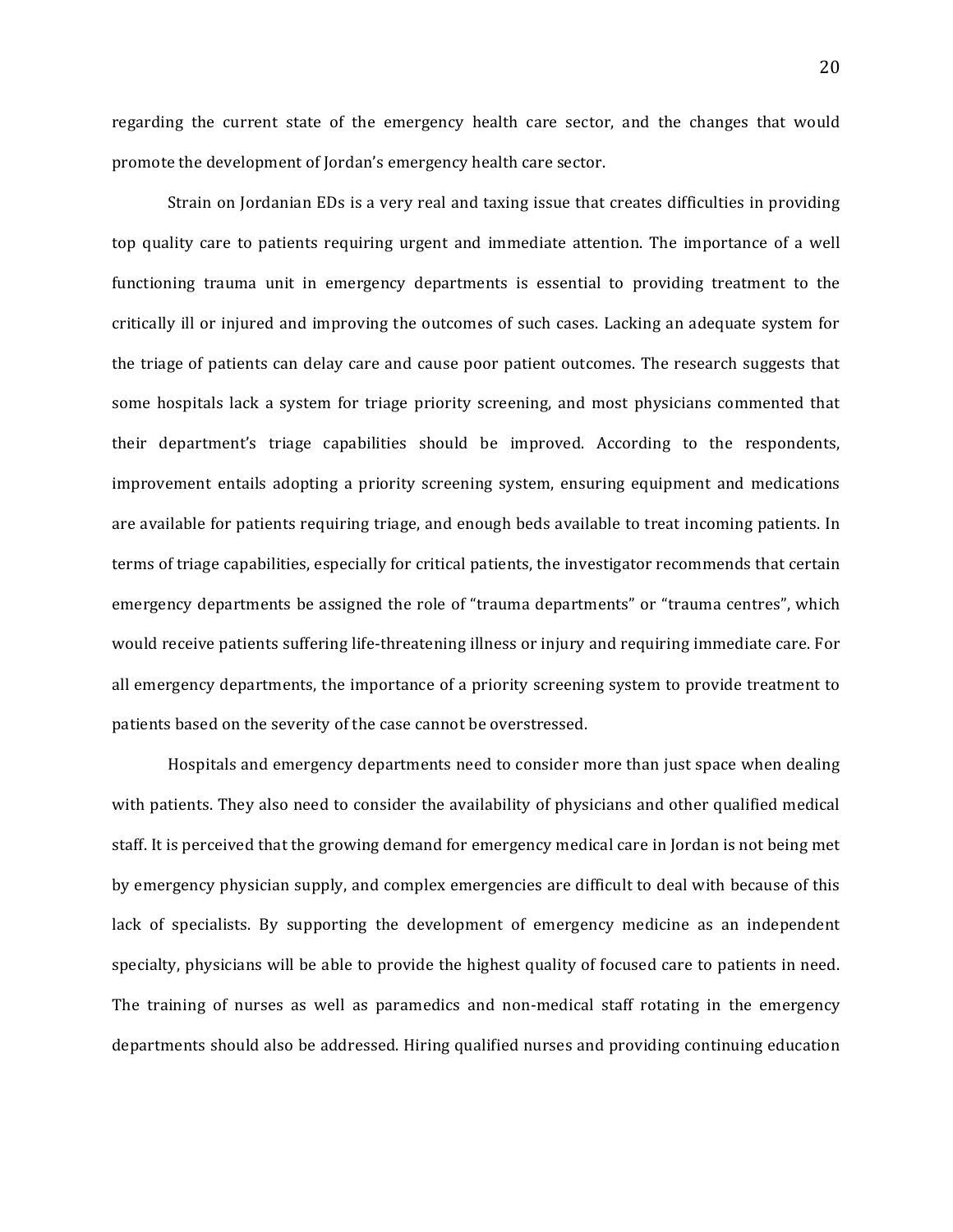regarding the current state of the emergency health care sector, and the changes that would promote the development of Jordan's emergency health care sector.

Strain on Jordanian EDs is a very real and taxing issue that creates difficulties in providing top quality care to patients requiring urgent and immediate attention. The importance of a well functioning trauma unit in emergency departments is essential to providing treatment to the critically ill or injured and improving the outcomes of such cases. Lacking an adequate system for the triage of patients can delay care and cause poor patient outcomes. The research suggests that some hospitals lack a system for triage priority screening, and most physicians commented that their department's triage capabilities should be improved. According to the respondents, improvement entails adopting a priority screening system, ensuring equipment and medications are available for patients requiring triage, and enough beds available to treat incoming patients. In terms of triage capabilities, especially for critical patients, the investigator recommends that certain emergency departments be assigned the role of "trauma departments" or "trauma centres", which would receive patients suffering life-threatening illness or injury and requiring immediate care. For all emergency departments, the importance of a priority screening system to provide treatment to patients based on the severity of the case cannot be overstressed.

Hospitals and emergency departments need to consider more than just space when dealing with patients. They also need to consider the availability of physicians and other qualified medical staff. It is perceived that the growing demand for emergency medical care in Jordan is not being met by emergency physician supply, and complex emergencies are difficult to deal with because of this lack of specialists. By supporting the development of emergency medicine as an independent specialty, physicians will be able to provide the highest quality of focused care to patients in need. The training of nurses as well as paramedics and non-medical staff rotating in the emergency departments should also be addressed. Hiring qualified nurses and providing continuing education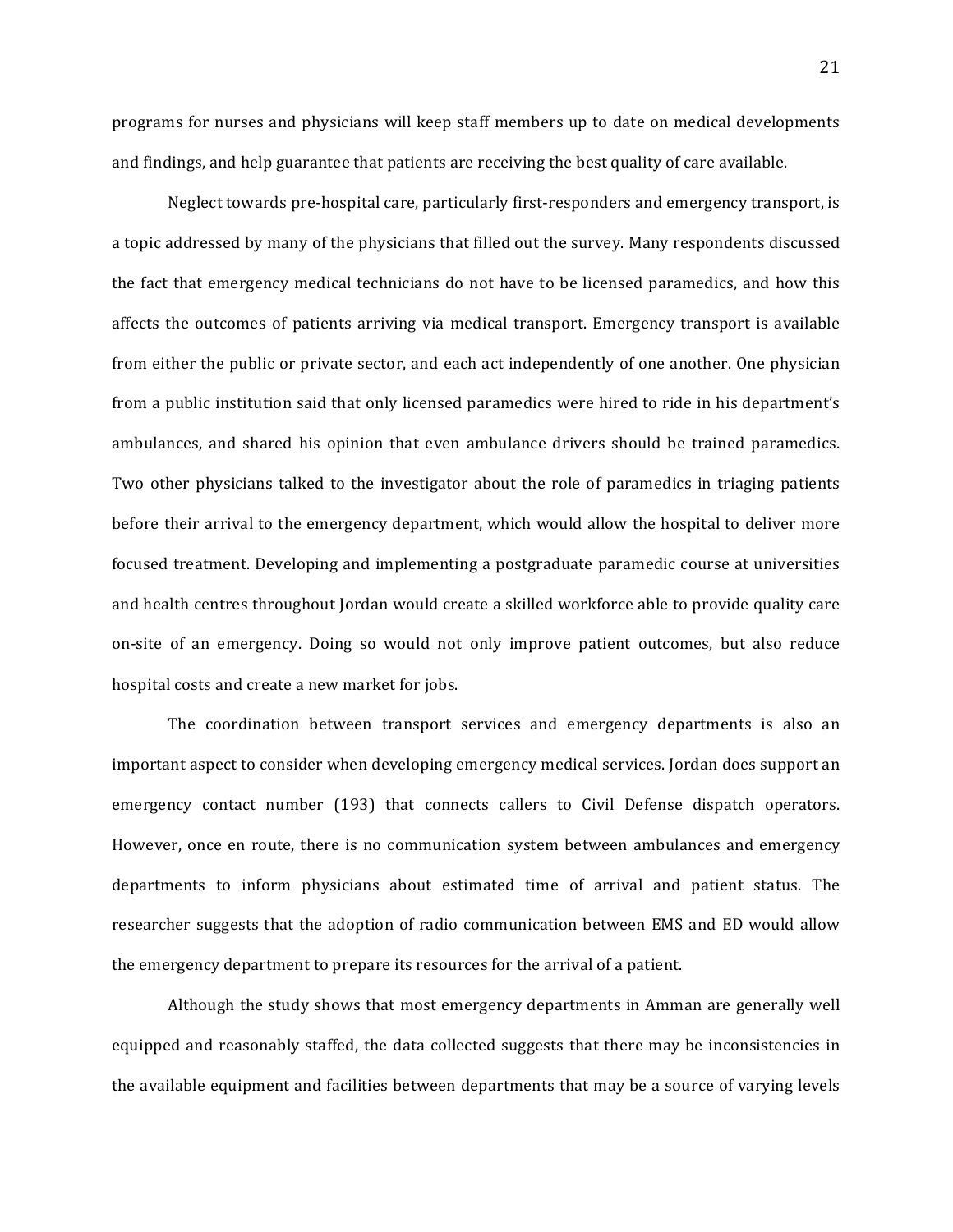programs for nurses and physicians will keep staff members up to date on medical developments and findings, and help guarantee that patients are receiving the best quality of care available.

Neglect towards pre-hospital care, particularly first-responders and emergency transport, is a topic addressed by many of the physicians that filled out the survey. Many respondents discussed the fact that emergency medical technicians do not have to be licensed paramedics, and how this affects the outcomes of patients arriving via medical transport. Emergency transport is available from either the public or private sector, and each act independently of one another. One physician from a public institution said that only licensed paramedics were hired to ride in his department's ambulances, and shared his opinion that even ambulance drivers should be trained paramedics. Two other physicians talked to the investigator about the role of paramedics in triaging patients before their arrival to the emergency department, which would allow the hospital to deliver more focused treatment. Developing and implementing a postgraduate paramedic course at universities and health centres throughout Jordan would create a skilled workforce able to provide quality care on-site of an emergency. Doing so would not only improve patient outcomes, but also reduce hospital costs and create a new market for jobs.

The coordination between transport services and emergency departments is also an important aspect to consider when developing emergency medical services. Jordan does support an emergency contact number (193) that connects callers to Civil Defense dispatch operators. However, once en route, there is no communication system between ambulances and emergency departments to inform physicians about estimated time of arrival and patient status. The researcher suggests that the adoption of radio communication between EMS and ED would allow the emergency department to prepare its resources for the arrival of a patient.

Although the study shows that most emergency departments in Amman are generally well equipped and reasonably staffed, the data collected suggests that there may be inconsistencies in the available equipment and facilities between departments that may be a source of varying levels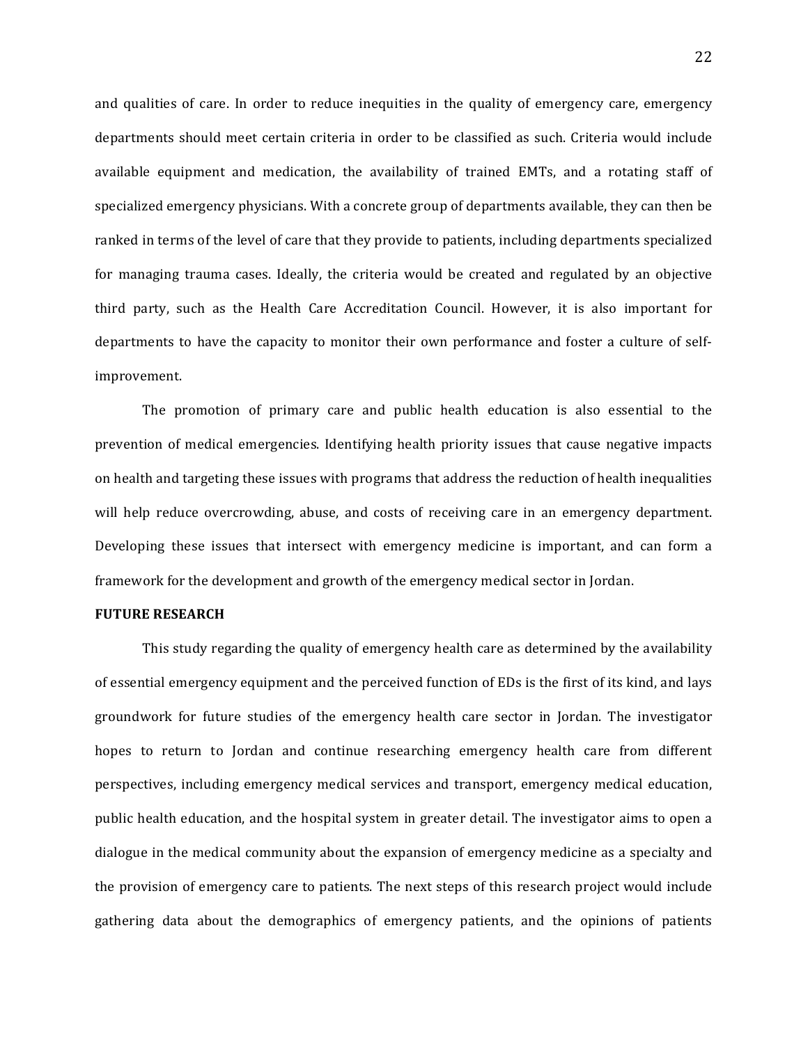and qualities of care. In order to reduce inequities in the quality of emergency care, emergency departments should meet certain criteria in order to be classified as such. Criteria would include available equipment and medication, the availability of trained EMTs, and a rotating staff of specialized emergency physicians. With a concrete group of departments available, they can then be ranked in terms of the level of care that they provide to patients, including departments specialized for managing trauma cases. Ideally, the criteria would be created and regulated by an objective third party, such as the Health Care Accreditation Council. However, it is also important for departments to have the capacity to monitor their own performance and foster a culture of self-improvement.

The promotion of primary care and public health education is also essential to the prevention of medical emergencies. Identifying health priority issues that cause negative impacts on health and targeting these issues with programs that address the reduction of health inequalities will help reduce overcrowding, abuse, and costs of receiving care in an emergency department. Developing these issues that intersect with emergency medicine is important, and can form a framework for the development and growth of the emergency medical sector in Jordan.

**FUTURE RESEARCH**

This study regarding the quality of emergency health care as determined by the availability of essential emergency equipment and the perceived function of EDs is the first of its kind, and lays groundwork for future studies of the emergency health care sector in Jordan. The investigator hopes to return to Jordan and continue researching emergency health care from different perspectives, including emergency medical services and transport, emergency medical education, public health education, and the hospital system in greater detail. The investigator aims to open a dialogue in the medical community about the expansion of emergency medicine as a specialty and the provision of emergency care to patients. The next steps of this research project would include gathering data about the demographics of emergency patients, and the opinions of patients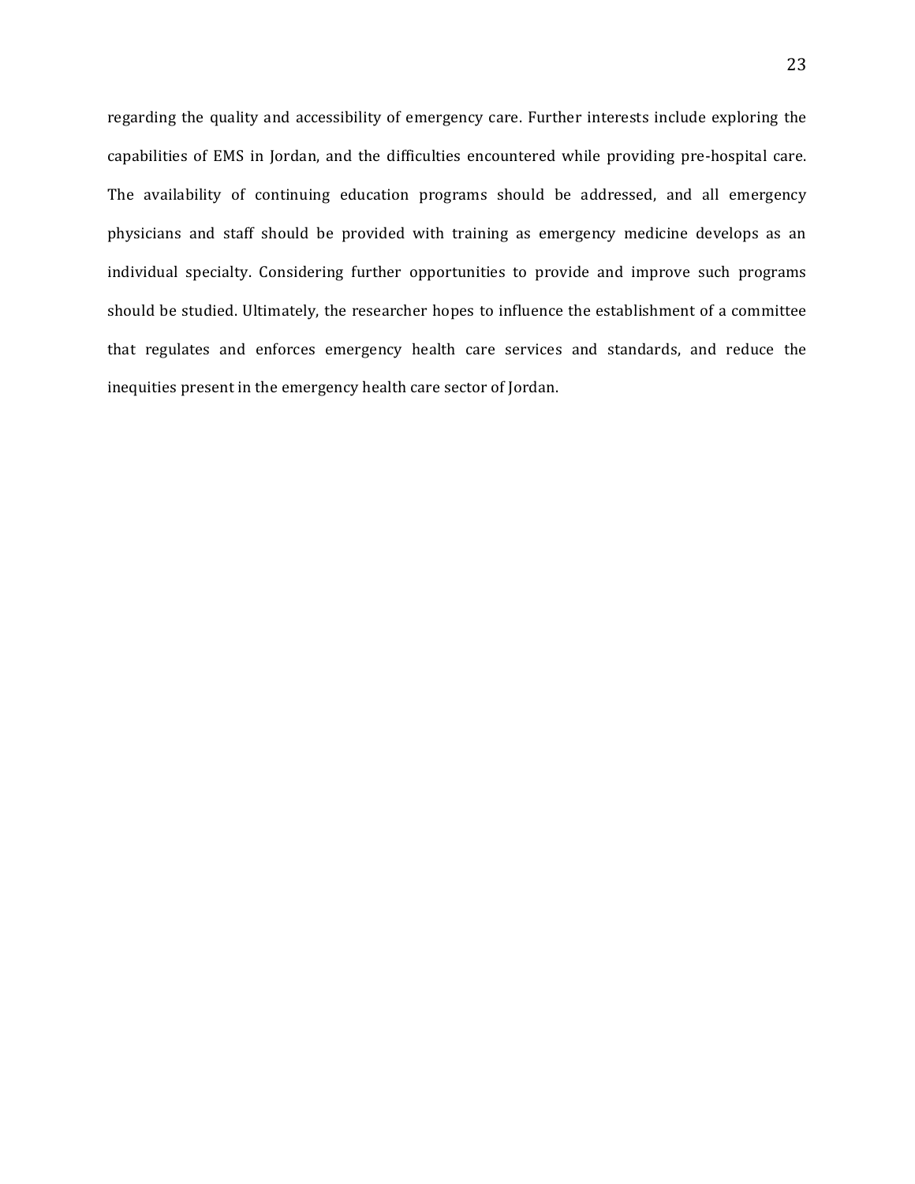regarding the quality and accessibility of emergency care. Further interests include exploring the capabilities of EMS in Jordan, and the difficulties encountered while providing pre-hospital care. The availability of continuing education programs should be addressed, and all emergency physicians and staff should be provided with training as emergency medicine develops as an individual specialty. Considering further opportunities to provide and improve such programs should be studied. Ultimately, the researcher hopes to influence the establishment of a committee that regulates and enforces emergency health care services and standards, and reduce the inequities present in the emergency health care sector of Jordan.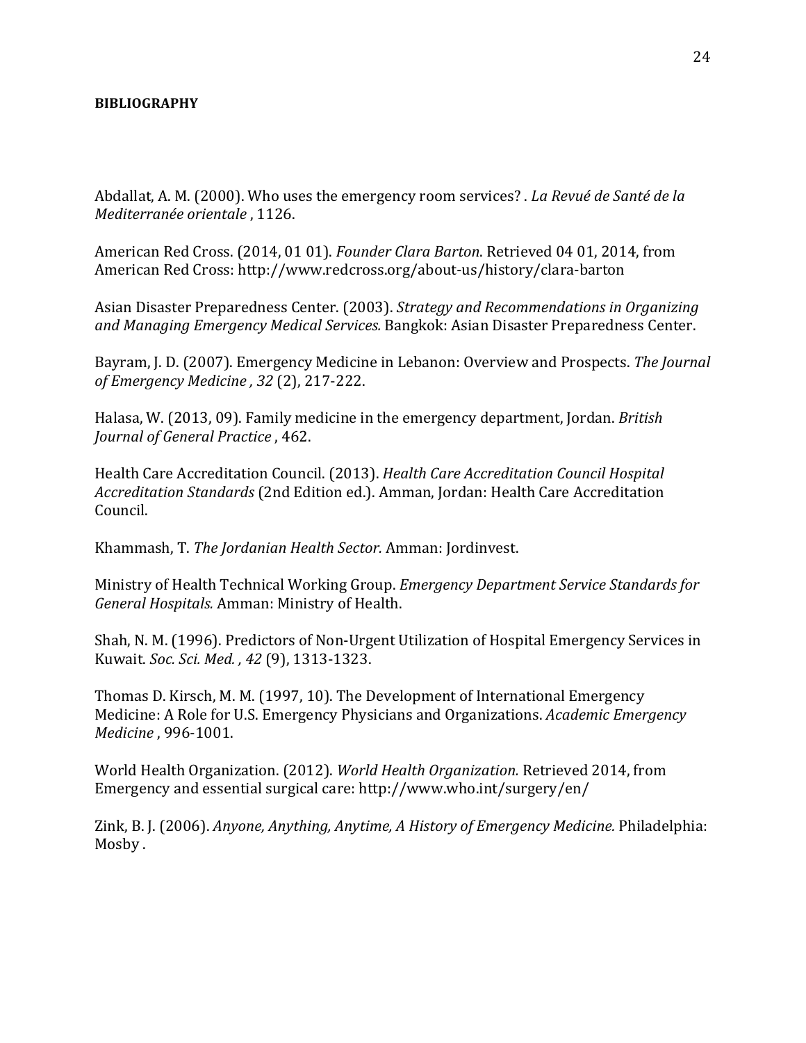**BIBLIOGRAPHY**

Abdallat, A. M. (2000). Who uses the emergency room services? . *La Revué de Santé de la Mediterranée orientale* , 1126.

American Red Cross. (2014, 01 01). *Founder Clara Barton*. Retrieved 04 01, 2014, from American Red Cross: http://www.redcross.org/about-us/history/clara-barton

Asian Disaster Preparedness Center. (2003). *Strategy and Recommendations in Organizing and Managing Emergency Medical Services.* Bangkok: Asian Disaster Preparedness Center.

Bayram, J. D. (2007). Emergency Medicine in Lebanon: Overview and Prospects. *The Journal of Emergency Medicine , 32* (2), 217-222.

Halasa, W. (2013, 09). Family medicine in the emergency department, Jordan. *British Journal of General Practice* , 462.

Health Care Accreditation Council. (2013). *Health Care Accreditation Council Hospital Accreditation Standards* (2nd Edition ed.). Amman, Jordan: Health Care Accreditation Council.

Khammash, T. *The Jordanian Health Sector.* Amman: Jordinvest.

Ministry of Health Technical Working Group. *Emergency Department Service Standards for General Hospitals.* Amman: Ministry of Health.

Shah, N. M. (1996). Predictors of Non-Urgent Utilization of Hospital Emergency Services in Kuwait. *Soc. Sci. Med. , 42* (9), 1313-1323.

Thomas D. Kirsch, M. M. (1997, 10). The Development of International Emergency Medicine: A Role for U.S. Emergency Physicians and Organizations. *Academic Emergency Medicine* , 996-1001.

World Health Organization. (2012). *World Health Organization.* Retrieved 2014, from Emergency and essential surgical care: http://www.who.int/surgery/en/

Zink, B. J. (2006). *Anyone, Anything, Anytime, A History of Emergency Medicine.* Philadelphia: Mosby .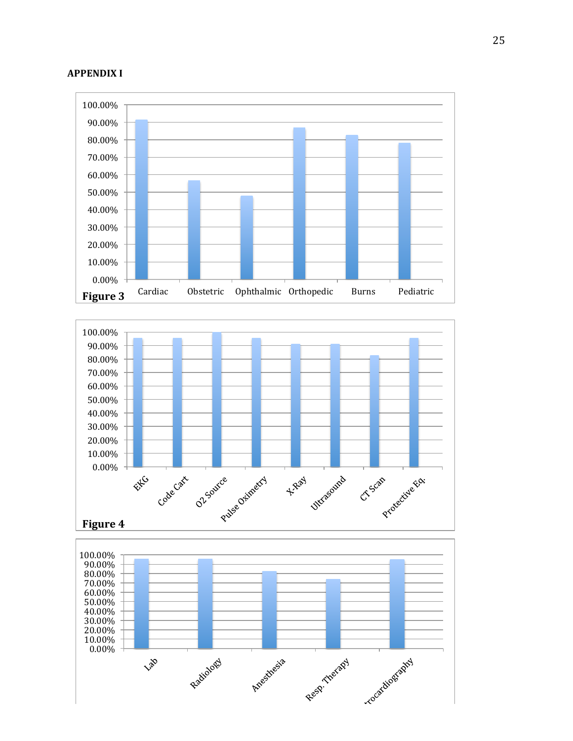**APPENDIX I**

100.00%
90.00%
80.00%
70.00%
60.00%
50.00%
40.00%
30.00%
20.00%
10.00%
0.00%

Cardiac Obstetric Ophthalmic Orthopedic Burns Pediatric

**Figure 3**

100.00%
90.00%
80.00%
70.00%
60.00%
50.00%
40.00%
30.00%
20.00%
10.00%
0.00%

EKG Code Cart O2 Source Pulse Oximetry X-Ray Ultrasound CT Scan Protective Eq.

**Figure 4**

100.00%
90.00%
80.00%
70.00%
60.00%
50.00%
40.00%
30.00%
20.00%
10.00%
0.00%

Lab Radiology Anesthesia Resp. Therapy ...rocardiography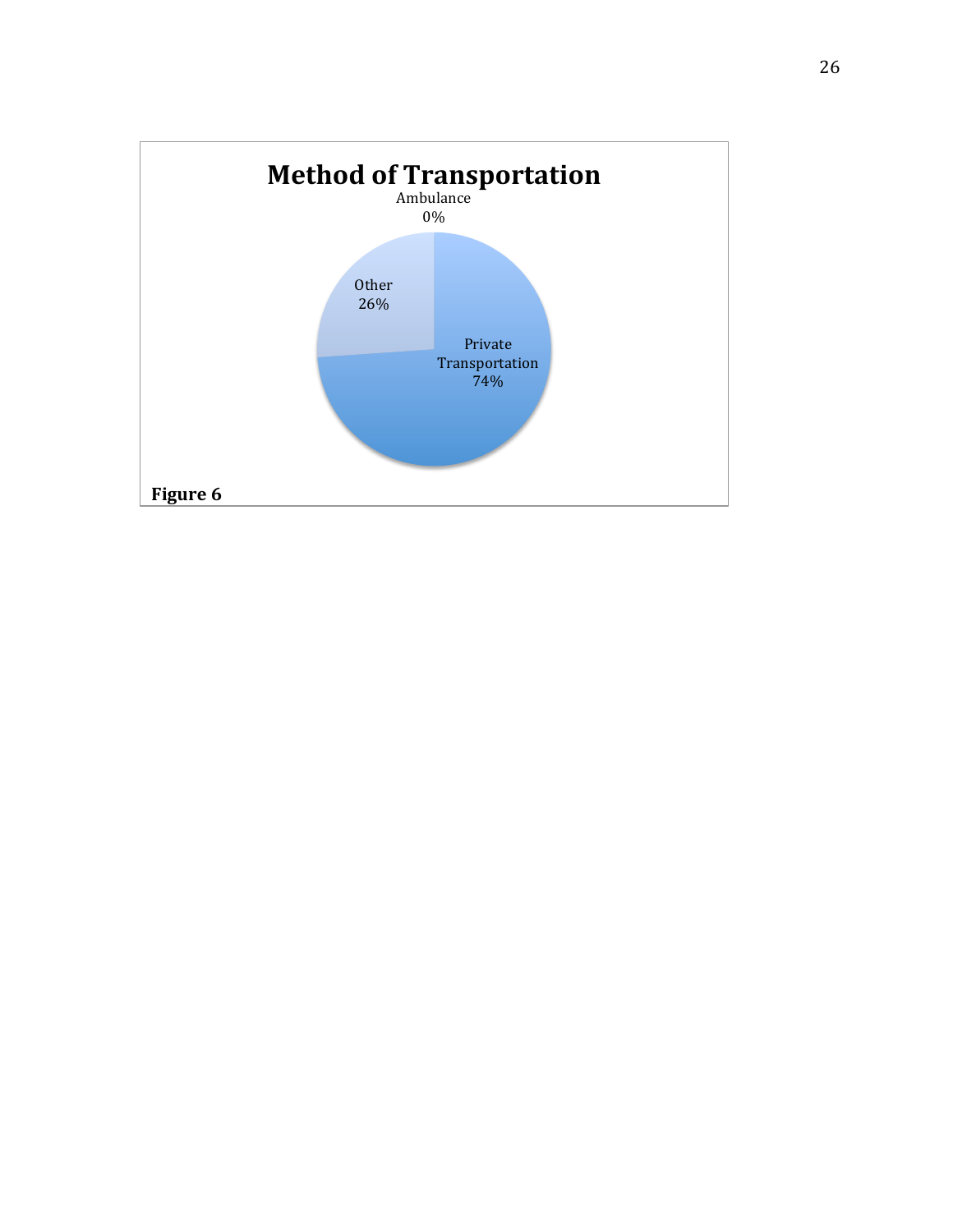**Method of Transportation**

Ambulance 0%

Other 26%

Private Transportation 74%

**Figure 6**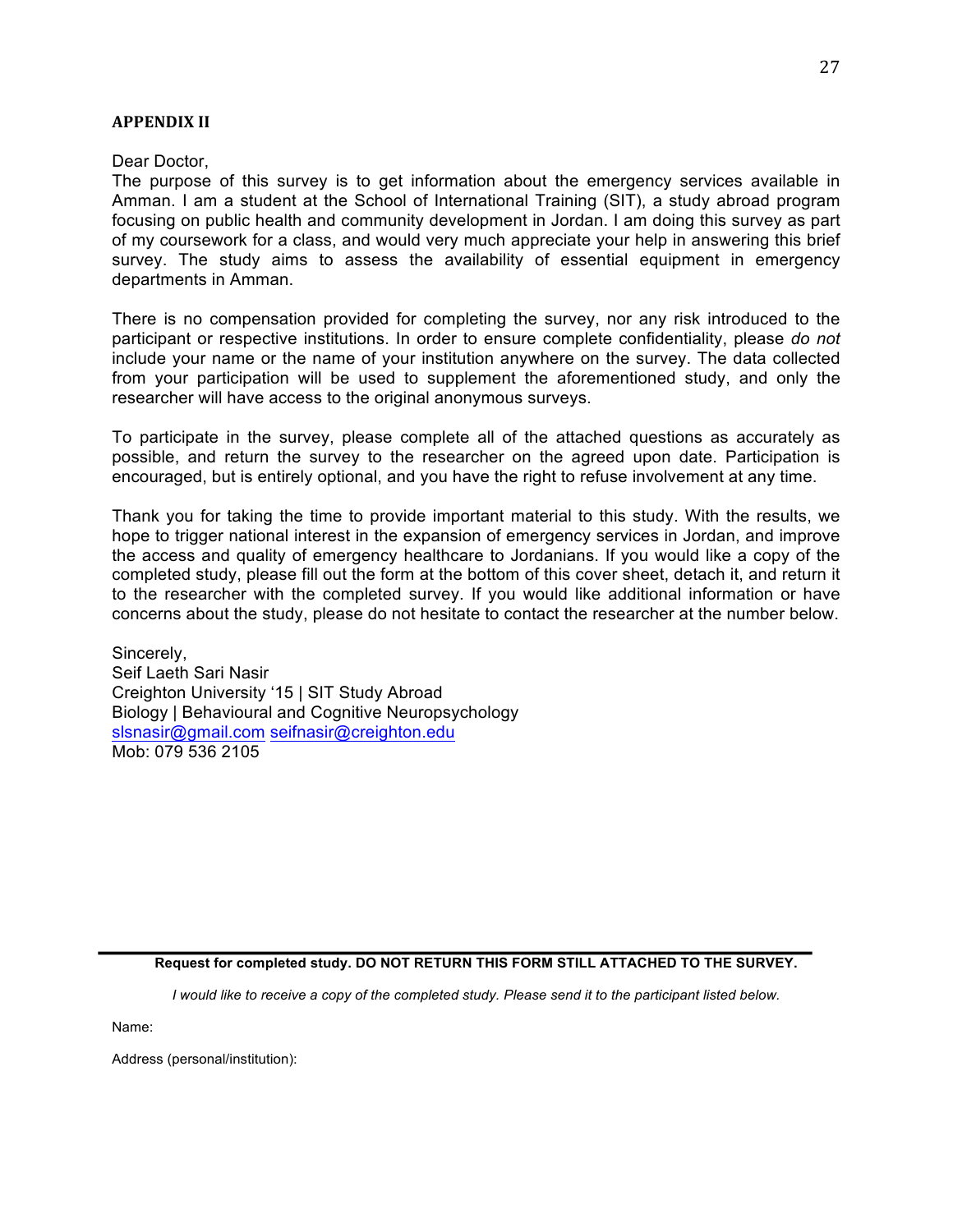## APPENDIX II

Dear Doctor,
The purpose of this survey is to get information about the emergency services available in Amman. I am a student at the School of International Training (SIT), a study abroad program focusing on public health and community development in Jordan. I am doing this survey as part of my coursework for a class, and would very much appreciate your help in answering this brief survey. The study aims to assess the availability of essential equipment in emergency departments in Amman.

There is no compensation provided for completing the survey, nor any risk introduced to the participant or respective institutions. In order to ensure complete confidentiality, please *do not* include your name or the name of your institution anywhere on the survey. The data collected from your participation will be used to supplement the aforementioned study, and only the researcher will have access to the original anonymous surveys.

To participate in the survey, please complete all of the attached questions as accurately as possible, and return the survey to the researcher on the agreed upon date. Participation is encouraged, but is entirely optional, and you have the right to refuse involvement at any time.

Thank you for taking the time to provide important material to this study. With the results, we hope to trigger national interest in the expansion of emergency services in Jordan, and improve the access and quality of emergency healthcare to Jordanians. If you would like a copy of the completed study, please fill out the form at the bottom of this cover sheet, detach it, and return it to the researcher with the completed survey. If you would like additional information or have concerns about the study, please do not hesitate to contact the researcher at the number below.

Sincerely,
Seif Laeth Sari Nasir
Creighton University '15 | SIT Study Abroad
Biology | Behavioural and Cognitive Neuropsychology
slsnasir@gmail.com seifnasir@creighton.edu
Mob: 079 536 2105

---

**Request for completed study. DO NOT RETURN THIS FORM STILL ATTACHED TO THE SURVEY.**

*I would like to receive a copy of the completed study. Please send it to the participant listed below.*

Name:

Address (personal/institution):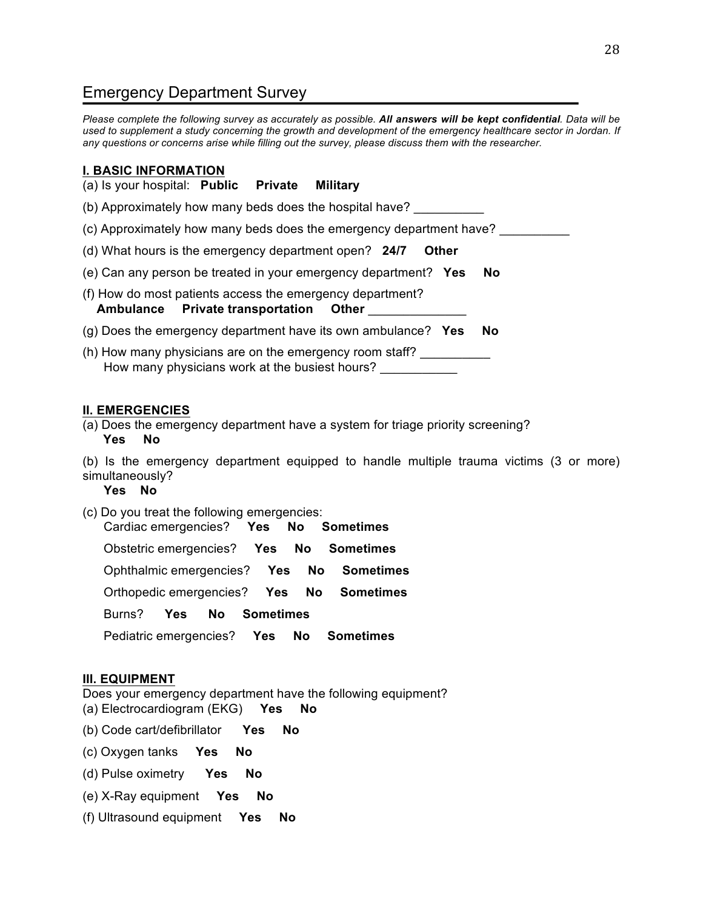## Emergency Department Survey

*Please complete the following survey as accurately as possible.* ***All answers will be kept confidential****. Data will be used to supplement a study concerning the growth and development of the emergency healthcare sector in Jordan. If any questions or concerns arise while filling out the survey, please discuss them with the researcher.*

### I. BASIC INFORMATION

(a) Is your hospital: **Public** **Private** **Military**

(b) Approximately how many beds does the hospital have? __________

(c) Approximately how many beds does the emergency department have? __________

(d) What hours is the emergency department open? **24/7** **Other**

(e) Can any person be treated in your emergency department? **Yes** **No**

(f) How do most patients access the emergency department?
**Ambulance** **Private transportation** **Other** ______________

(g) Does the emergency department have its own ambulance? **Yes** **No**

(h) How many physicians are on the emergency room staff? __________
How many physicians work at the busiest hours? ___________

### II. EMERGENCIES

(a) Does the emergency department have a system for triage priority screening?
**Yes** **No**

(b) Is the emergency department equipped to handle multiple trauma victims (3 or more) simultaneously?
**Yes** **No**

(c) Do you treat the following emergencies:

- Cardiac emergencies? **Yes** **No** **Sometimes**
- Obstetric emergencies? **Yes** **No** **Sometimes**
- Ophthalmic emergencies? **Yes** **No** **Sometimes**
- Orthopedic emergencies? **Yes** **No** **Sometimes**
- Burns? **Yes** **No** **Sometimes**
- Pediatric emergencies? **Yes** **No** **Sometimes**

### III. EQUIPMENT

Does your emergency department have the following equipment?

(a) Electrocardiogram (EKG) **Yes** **No**

(b) Code cart/defibrillator **Yes** **No**

(c) Oxygen tanks **Yes** **No**

(d) Pulse oximetry **Yes** **No**

(e) X-Ray equipment **Yes** **No**

(f) Ultrasound equipment **Yes** **No**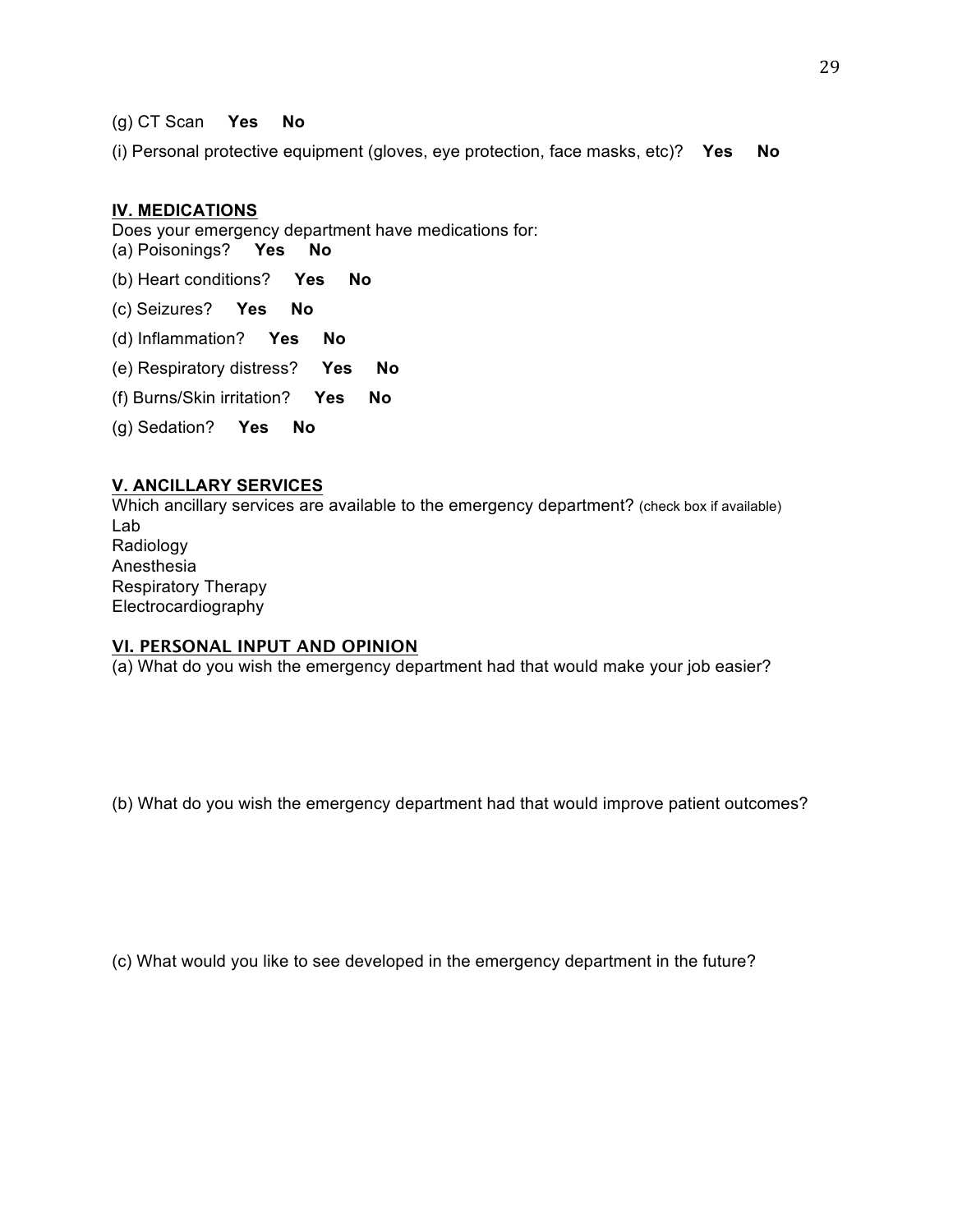(g) CT Scan **Yes No**

(i) Personal protective equipment (gloves, eye protection, face masks, etc)? **Yes No**

## IV. MEDICATIONS

Does your emergency department have medications for:

(a) Poisonings? **Yes No**

(b) Heart conditions? **Yes No**

(c) Seizures? **Yes No**

(d) Inflammation? **Yes No**

(e) Respiratory distress? **Yes No**

(f) Burns/Skin irritation? **Yes No**

(g) Sedation? **Yes No**

## V. ANCILLARY SERVICES

Which ancillary services are available to the emergency department? (check box if available)

Lab
Radiology
Anesthesia
Respiratory Therapy
Electrocardiography

## VI. PERSONAL INPUT AND OPINION

(a) What do you wish the emergency department had that would make your job easier?

(b) What do you wish the emergency department had that would improve patient outcomes?

(c) What would you like to see developed in the emergency department in the future?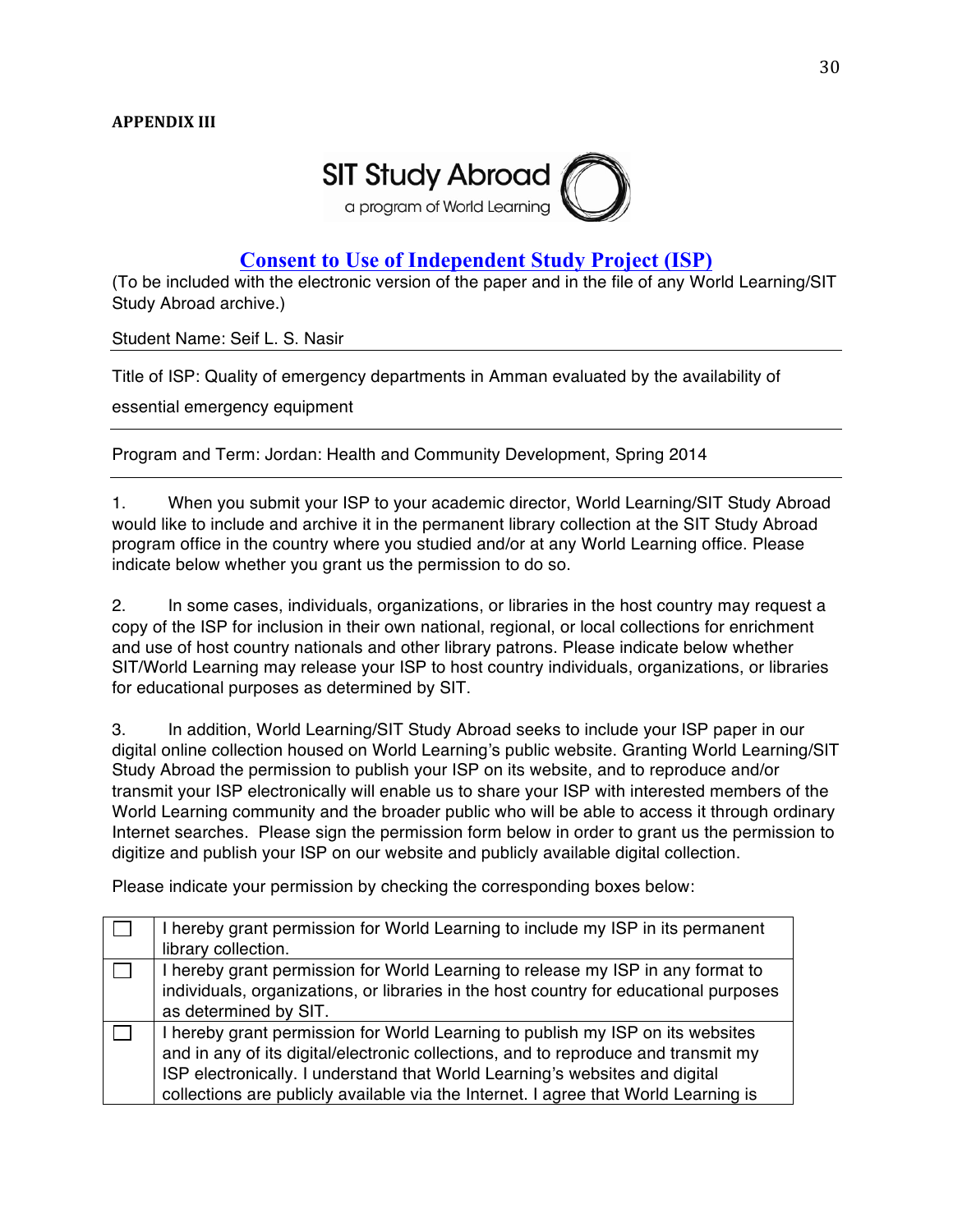**APPENDIX III**

SIT Study Abroad
a program of World Learning

## Consent to Use of Independent Study Project (ISP)

(To be included with the electronic version of the paper and in the file of any World Learning/SIT Study Abroad archive.)

Student Name: Seif L. S. Nasir

Title of ISP: Quality of emergency departments in Amman evaluated by the availability of essential emergency equipment

Program and Term: Jordan: Health and Community Development, Spring 2014

1. When you submit your ISP to your academic director, World Learning/SIT Study Abroad would like to include and archive it in the permanent library collection at the SIT Study Abroad program office in the country where you studied and/or at any World Learning office. Please indicate below whether you grant us the permission to do so.

2. In some cases, individuals, organizations, or libraries in the host country may request a copy of the ISP for inclusion in their own national, regional, or local collections for enrichment and use of host country nationals and other library patrons. Please indicate below whether SIT/World Learning may release your ISP to host country individuals, organizations, or libraries for educational purposes as determined by SIT.

3. In addition, World Learning/SIT Study Abroad seeks to include your ISP paper in our digital online collection housed on World Learning's public website. Granting World Learning/SIT Study Abroad the permission to publish your ISP on its website, and to reproduce and/or transmit your ISP electronically will enable us to share your ISP with interested members of the World Learning community and the broader public who will be able to access it through ordinary Internet searches. Please sign the permission form below in order to grant us the permission to digitize and publish your ISP on our website and publicly available digital collection.

Please indicate your permission by checking the corresponding boxes below:

| | |
|---|---|
| ☐ | I hereby grant permission for World Learning to include my ISP in its permanent library collection. |
| ☐ | I hereby grant permission for World Learning to release my ISP in any format to individuals, organizations, or libraries in the host country for educational purposes as determined by SIT. |
| ☐ | I hereby grant permission for World Learning to publish my ISP on its websites and in any of its digital/electronic collections, and to reproduce and transmit my ISP electronically. I understand that World Learning's websites and digital collections are publicly available via the Internet. I agree that World Learning is |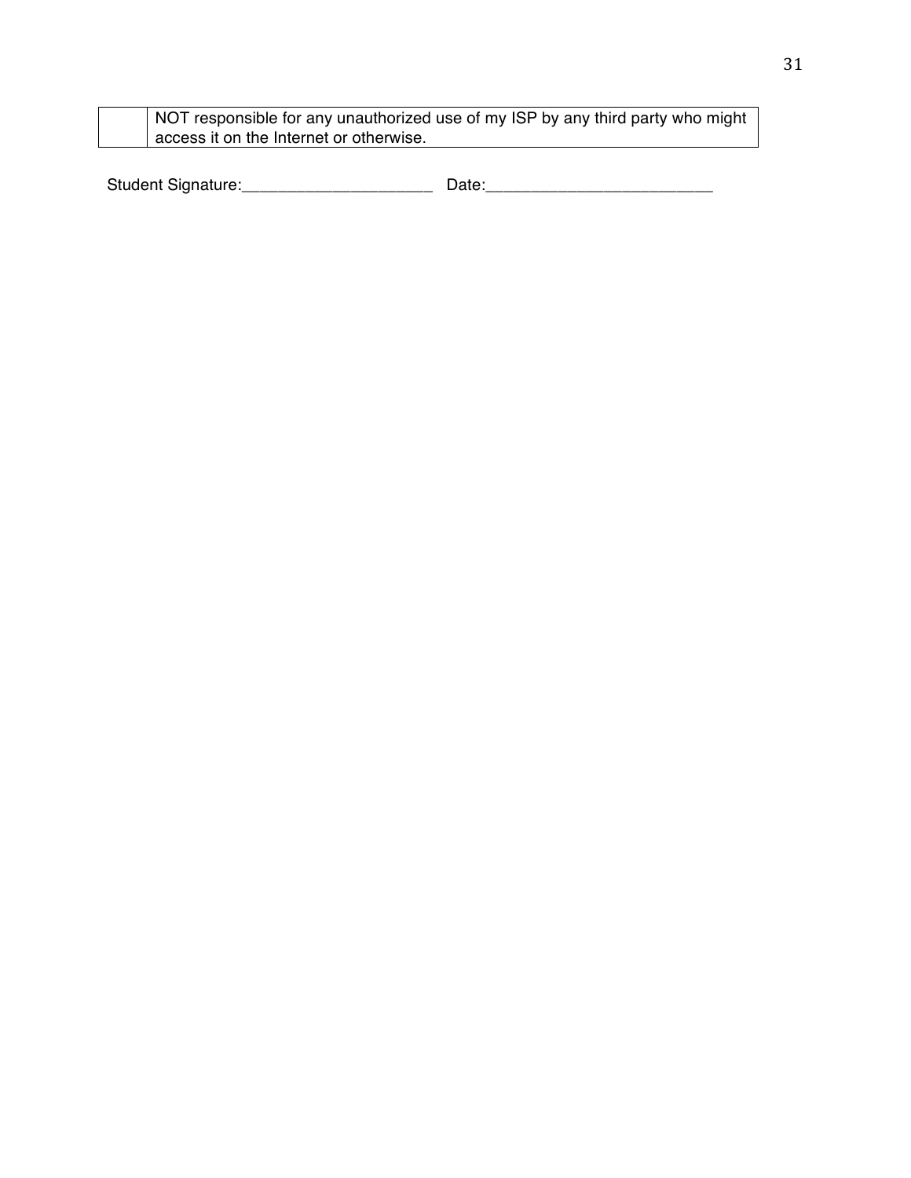| | |
|---|---|
| | NOT responsible for any unauthorized use of my ISP by any third party who might access it on the Internet or otherwise. |

Student Signature:_____________________ Date:_________________________